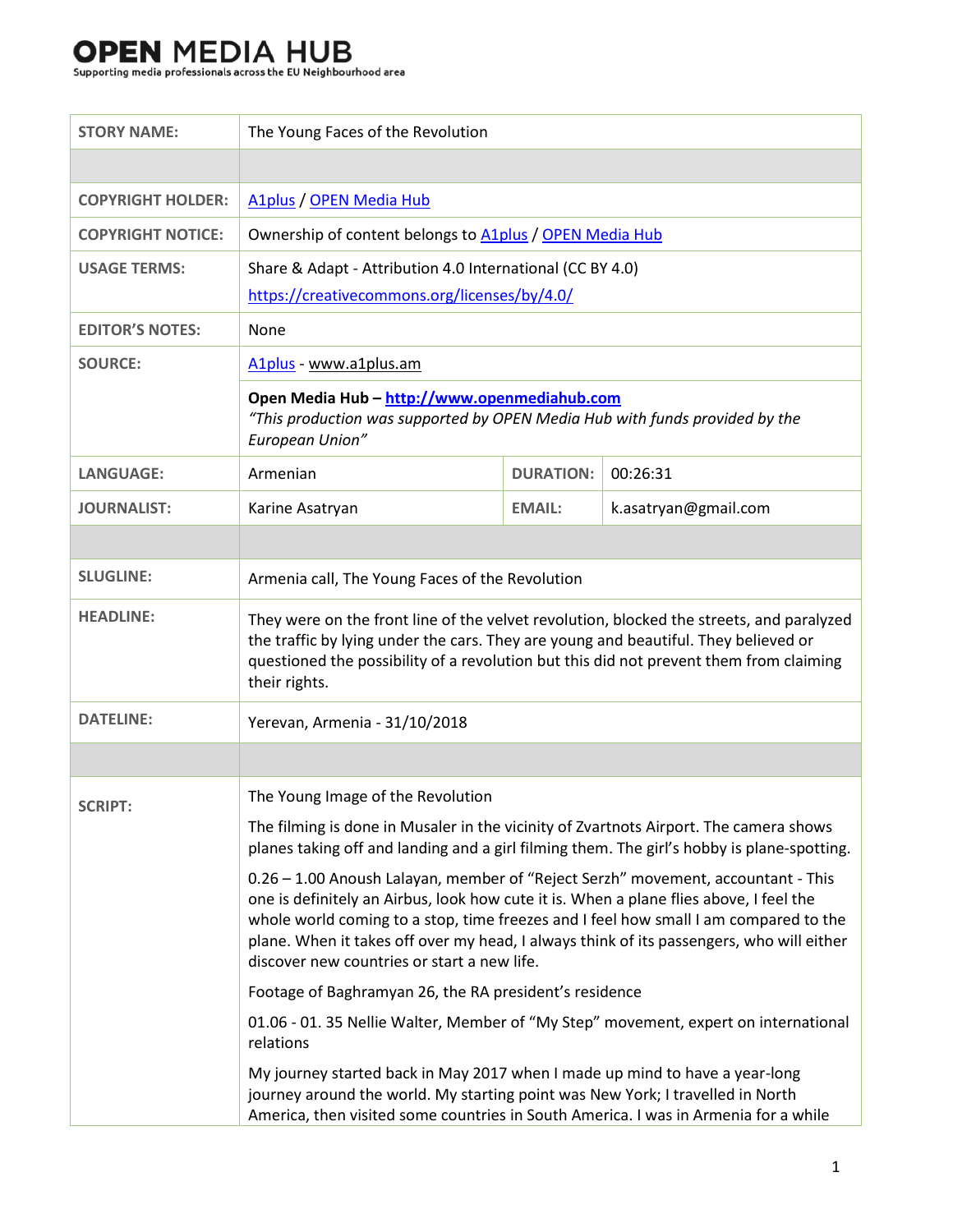# OPEN MEDIA HUB

Supporting media professionals across the EU Neighbourhood area

| | | | |
|---|---|---|---|
| **STORY NAME:** | The Young Faces of the Revolution | | |
| | | | |
| **COPYRIGHT HOLDER:** | A1plus / OPEN Media Hub | | |
| **COPYRIGHT NOTICE:** | Ownership of content belongs to A1plus / OPEN Media Hub | | |
| **USAGE TERMS:** | Share & Adapt - Attribution 4.0 International (CC BY 4.0) https://creativecommons.org/licenses/by/4.0/ | | |
| **EDITOR'S NOTES:** | None | | |
| **SOURCE:** | A1plus - www.a1plus.am | | |
| | **Open Media Hub – http://www.openmediahub.com** *"This production was supported by OPEN Media Hub with funds provided by the European Union"* | | |
| **LANGUAGE:** | Armenian | **DURATION:** | 00:26:31 |
| **JOURNALIST:** | Karine Asatryan | **EMAIL:** | k.asatryan@gmail.com |
| | | | |
| **SLUGLINE:** | Armenia call, The Young Faces of the Revolution | | |
| **HEADLINE:** | They were on the front line of the velvet revolution, blocked the streets, and paralyzed the traffic by lying under the cars. They are young and beautiful. They believed or questioned the possibility of a revolution but this did not prevent them from claiming their rights. | | |
| **DATELINE:** | Yerevan, Armenia - 31/10/2018 | | |
| | | | |

**SCRIPT:**

The Young Image of the Revolution

The filming is done in Musaler in the vicinity of Zvartnots Airport. The camera shows planes taking off and landing and a girl filming them. The girl's hobby is plane-spotting.

0.26 – 1.00 Anoush Lalayan, member of "Reject Serzh" movement, accountant - This one is definitely an Airbus, look how cute it is. When a plane flies above, I feel the whole world coming to a stop, time freezes and I feel how small I am compared to the plane. When it takes off over my head, I always think of its passengers, who will either discover new countries or start a new life.

Footage of Baghramyan 26, the RA president's residence

01.06 - 01. 35 Nellie Walter, Member of "My Step" movement, expert on international relations

My journey started back in May 2017 when I made up mind to have a year-long journey around the world. My starting point was New York; I travelled in North America, then visited some countries in South America. I was in Armenia for a while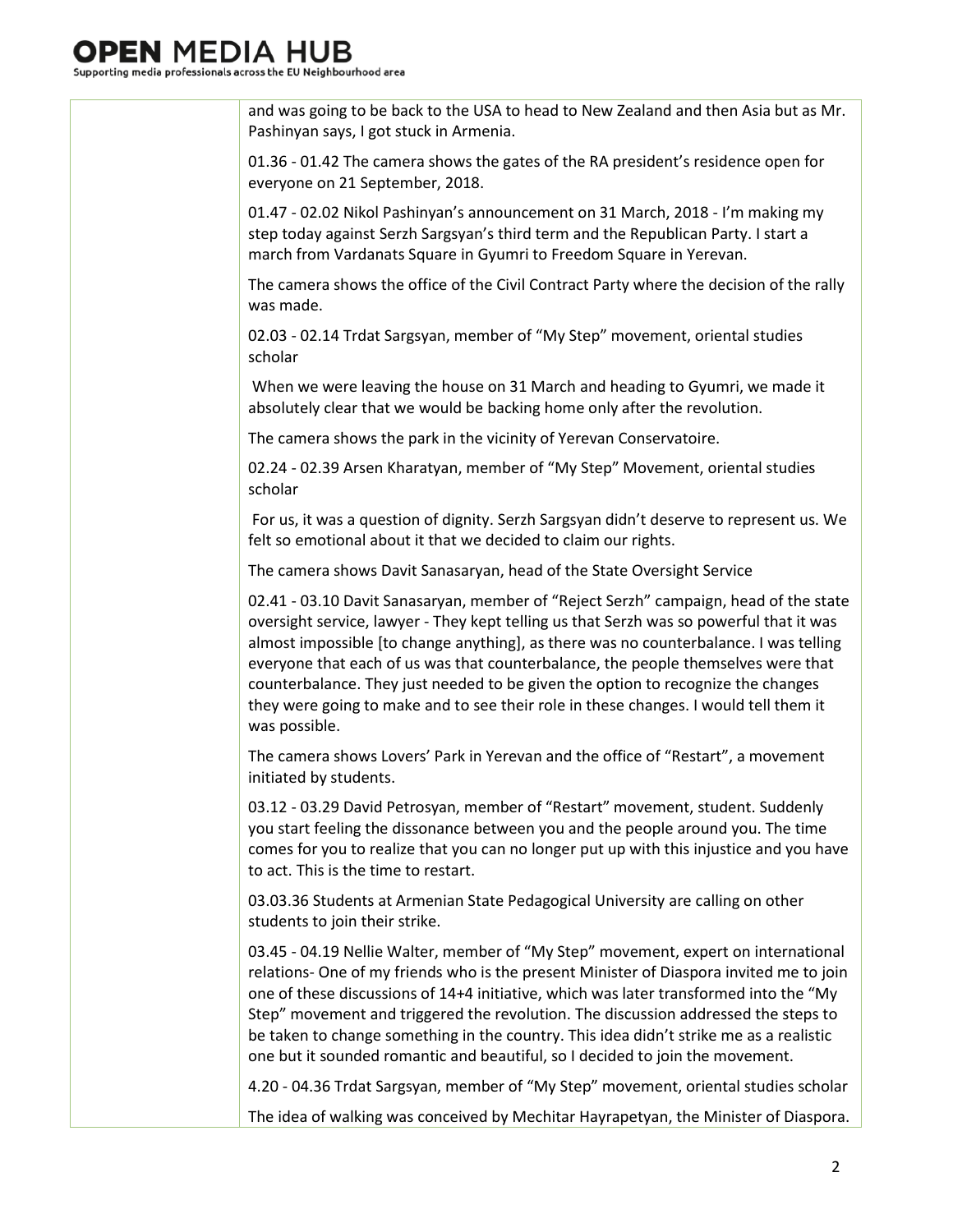and was going to be back to the USA to head to New Zealand and then Asia but as Mr. Pashinyan says, I got stuck in Armenia.

01.36 - 01.42 The camera shows the gates of the RA president's residence open for everyone on 21 September, 2018.

01.47 - 02.02 Nikol Pashinyan's announcement on 31 March, 2018 - I'm making my step today against Serzh Sargsyan's third term and the Republican Party. I start a march from Vardanats Square in Gyumri to Freedom Square in Yerevan.

The camera shows the office of the Civil Contract Party where the decision of the rally was made.

02.03 - 02.14 Trdat Sargsyan, member of "My Step" movement, oriental studies scholar

When we were leaving the house on 31 March and heading to Gyumri, we made it absolutely clear that we would be backing home only after the revolution.

The camera shows the park in the vicinity of Yerevan Conservatoire.

02.24 - 02.39 Arsen Kharatyan, member of "My Step" Movement, oriental studies scholar

For us, it was a question of dignity. Serzh Sargsyan didn't deserve to represent us. We felt so emotional about it that we decided to claim our rights.

The camera shows Davit Sanasaryan, head of the State Oversight Service

02.41 - 03.10 Davit Sanasaryan, member of "Reject Serzh" campaign, head of the state oversight service, lawyer - They kept telling us that Serzh was so powerful that it was almost impossible [to change anything], as there was no counterbalance. I was telling everyone that each of us was that counterbalance, the people themselves were that counterbalance. They just needed to be given the option to recognize the changes they were going to make and to see their role in these changes. I would tell them it was possible.

The camera shows Lovers' Park in Yerevan and the office of "Restart", a movement initiated by students.

03.12 - 03.29 David Petrosyan, member of "Restart" movement, student. Suddenly you start feeling the dissonance between you and the people around you. The time comes for you to realize that you can no longer put up with this injustice and you have to act. This is the time to restart.

03.03.36 Students at Armenian State Pedagogical University are calling on other students to join their strike.

03.45 - 04.19 Nellie Walter, member of "My Step" movement, expert on international relations- One of my friends who is the present Minister of Diaspora invited me to join one of these discussions of 14+4 initiative, which was later transformed into the "My Step" movement and triggered the revolution. The discussion addressed the steps to be taken to change something in the country. This idea didn't strike me as a realistic one but it sounded romantic and beautiful, so I decided to join the movement.

4.20 - 04.36 Trdat Sargsyan, member of "My Step" movement, oriental studies scholar

The idea of walking was conceived by Mechitar Hayrapetyan, the Minister of Diaspora.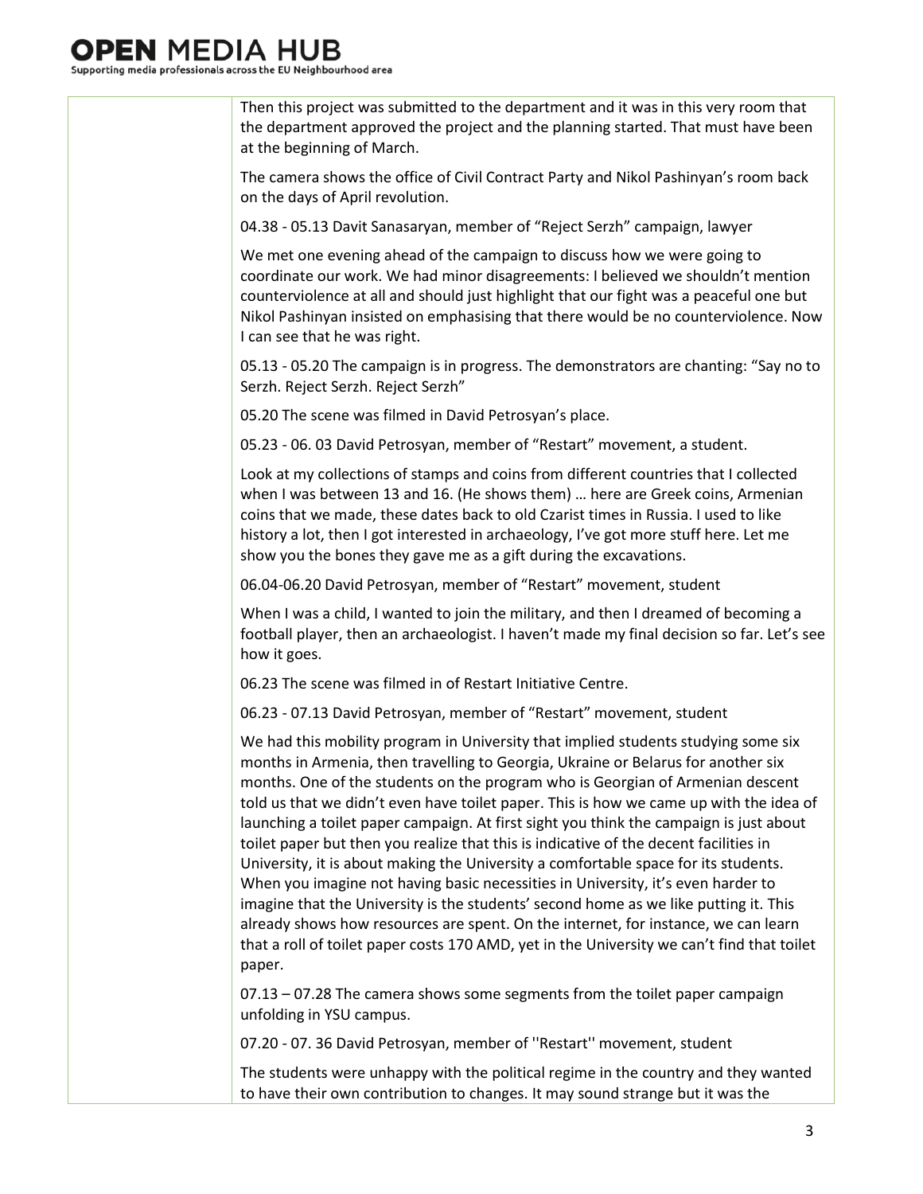Then this project was submitted to the department and it was in this very room that the department approved the project and the planning started. That must have been at the beginning of March.

The camera shows the office of Civil Contract Party and Nikol Pashinyan's room back on the days of April revolution.

04.38 - 05.13 Davit Sanasaryan, member of "Reject Serzh" campaign, lawyer

We met one evening ahead of the campaign to discuss how we were going to coordinate our work. We had minor disagreements: I believed we shouldn't mention counterviolence at all and should just highlight that our fight was a peaceful one but Nikol Pashinyan insisted on emphasising that there would be no counterviolence. Now I can see that he was right.

05.13 - 05.20 The campaign is in progress. The demonstrators are chanting: "Say no to Serzh. Reject Serzh. Reject Serzh"

05.20 The scene was filmed in David Petrosyan's place.

05.23 - 06. 03 David Petrosyan, member of "Restart" movement, a student.

Look at my collections of stamps and coins from different countries that I collected when I was between 13 and 16. (He shows them) … here are Greek coins, Armenian coins that we made, these dates back to old Czarist times in Russia. I used to like history a lot, then I got interested in archaeology, I've got more stuff here. Let me show you the bones they gave me as a gift during the excavations.

06.04-06.20 David Petrosyan, member of "Restart" movement, student

When I was a child, I wanted to join the military, and then I dreamed of becoming a football player, then an archaeologist. I haven't made my final decision so far. Let's see how it goes.

06.23 The scene was filmed in of Restart Initiative Centre.

06.23 - 07.13 David Petrosyan, member of "Restart" movement, student

We had this mobility program in University that implied students studying some six months in Armenia, then travelling to Georgia, Ukraine or Belarus for another six months. One of the students on the program who is Georgian of Armenian descent told us that we didn't even have toilet paper. This is how we came up with the idea of launching a toilet paper campaign. At first sight you think the campaign is just about toilet paper but then you realize that this is indicative of the decent facilities in University, it is about making the University a comfortable space for its students. When you imagine not having basic necessities in University, it's even harder to imagine that the University is the students' second home as we like putting it. This already shows how resources are spent. On the internet, for instance, we can learn that a roll of toilet paper costs 170 AMD, yet in the University we can't find that toilet paper.

07.13 – 07.28 The camera shows some segments from the toilet paper campaign unfolding in YSU campus.

07.20 - 07. 36 David Petrosyan, member of ''Restart'' movement, student

The students were unhappy with the political regime in the country and they wanted to have their own contribution to changes. It may sound strange but it was the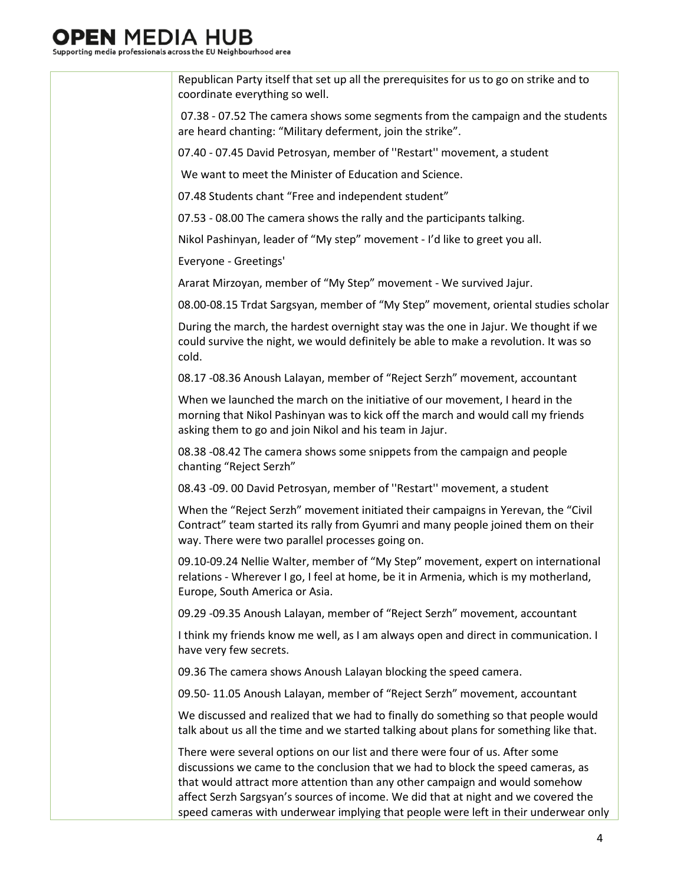| | Republican Party itself that set up all the prerequisites for us to go on strike and to coordinate everything so well.<br><br>07.38 - 07.52 The camera shows some segments from the campaign and the students are heard chanting: “Military deferment, join the strike”.<br><br>07.40 - 07.45 David Petrosyan, member of ''Restart'' movement, a student<br><br>We want to meet the Minister of Education and Science.<br><br>07.48 Students chant “Free and independent student”<br><br>07.53 - 08.00 The camera shows the rally and the participants talking.<br><br>Nikol Pashinyan, leader of “My step” movement - I’d like to greet you all.<br><br>Everyone - Greetings'<br><br>Ararat Mirzoyan, member of “My Step” movement - We survived Jajur.<br><br>08.00-08.15 Trdat Sargsyan, member of “My Step” movement, oriental studies scholar<br><br>During the march, the hardest overnight stay was the one in Jajur. We thought if we could survive the night, we would definitely be able to make a revolution. It was so cold.<br><br>08.17 -08.36 Anoush Lalayan, member of “Reject Serzh” movement, accountant<br><br>When we launched the march on the initiative of our movement, I heard in the morning that Nikol Pashinyan was to kick off the march and would call my friends asking them to go and join Nikol and his team in Jajur.<br><br>08.38 -08.42 The camera shows some snippets from the campaign and people chanting “Reject Serzh”<br><br>08.43 -09. 00 David Petrosyan, member of ''Restart'' movement, a student<br><br>When the “Reject Serzh” movement initiated their campaigns in Yerevan, the “Civil Contract” team started its rally from Gyumri and many people joined them on their way. There were two parallel processes going on.<br><br>09.10-09.24 Nellie Walter, member of “My Step” movement, expert on international relations - Wherever I go, I feel at home, be it in Armenia, which is my motherland, Europe, South America or Asia.<br><br>09.29 -09.35 Anoush Lalayan, member of “Reject Serzh” movement, accountant<br><br>I think my friends know me well, as I am always open and direct in communication. I have very few secrets.<br><br>09.36 The camera shows Anoush Lalayan blocking the speed camera.<br><br>09.50- 11.05 Anoush Lalayan, member of “Reject Serzh” movement, accountant<br><br>We discussed and realized that we had to finally do something so that people would talk about us all the time and we started talking about plans for something like that.<br><br>There were several options on our list and there were four of us. After some discussions we came to the conclusion that we had to block the speed cameras, as that would attract more attention than any other campaign and would somehow affect Serzh Sargsyan’s sources of income. We did that at night and we covered the speed cameras with underwear implying that people were left in their underwear only |
|---|---|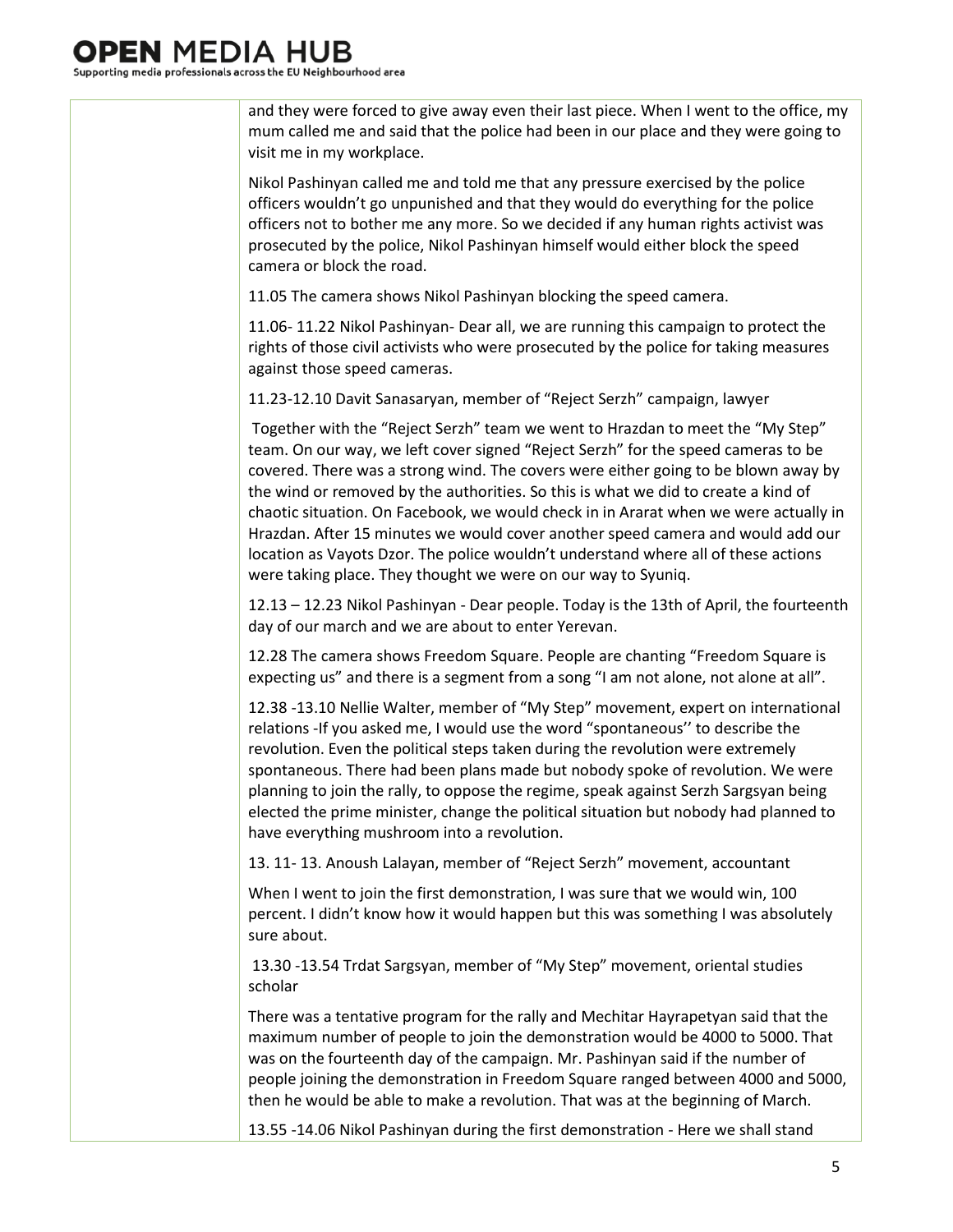| | |
|---|---|
| | and they were forced to give away even their last piece. When I went to the office, my mum called me and said that the police had been in our place and they were going to visit me in my workplace.<br><br>Nikol Pashinyan called me and told me that any pressure exercised by the police officers wouldn't go unpunished and that they would do everything for the police officers not to bother me any more. So we decided if any human rights activist was prosecuted by the police, Nikol Pashinyan himself would either block the speed camera or block the road.<br><br>11.05 The camera shows Nikol Pashinyan blocking the speed camera.<br><br>11.06- 11.22 Nikol Pashinyan- Dear all, we are running this campaign to protect the rights of those civil activists who were prosecuted by the police for taking measures against those speed cameras.<br><br>11.23-12.10 Davit Sanasaryan, member of "Reject Serzh" campaign, lawyer<br><br>Together with the "Reject Serzh" team we went to Hrazdan to meet the "My Step" team. On our way, we left cover signed "Reject Serzh" for the speed cameras to be covered. There was a strong wind. The covers were either going to be blown away by the wind or removed by the authorities. So this is what we did to create a kind of chaotic situation. On Facebook, we would check in in Ararat when we were actually in Hrazdan. After 15 minutes we would cover another speed camera and would add our location as Vayots Dzor. The police wouldn't understand where all of these actions were taking place. They thought we were on our way to Syuniq.<br><br>12.13 – 12.23 Nikol Pashinyan - Dear people. Today is the 13th of April, the fourteenth day of our march and we are about to enter Yerevan.<br><br>12.28 The camera shows Freedom Square. People are chanting "Freedom Square is expecting us" and there is a segment from a song "I am not alone, not alone at all".<br><br>12.38 -13.10 Nellie Walter, member of "My Step" movement, expert on international relations -If you asked me, I would use the word "spontaneous'' to describe the revolution. Even the political steps taken during the revolution were extremely spontaneous. There had been plans made but nobody spoke of revolution. We were planning to join the rally, to oppose the regime, speak against Serzh Sargsyan being elected the prime minister, change the political situation but nobody had planned to have everything mushroom into a revolution.<br><br>13. 11- 13. Anoush Lalayan, member of "Reject Serzh" movement, accountant<br><br>When I went to join the first demonstration, I was sure that we would win, 100 percent. I didn't know how it would happen but this was something I was absolutely sure about.<br><br>13.30 -13.54 Trdat Sargsyan, member of "My Step" movement, oriental studies scholar<br><br>There was a tentative program for the rally and Mechitar Hayrapetyan said that the maximum number of people to join the demonstration would be 4000 to 5000. That was on the fourteenth day of the campaign. Mr. Pashinyan said if the number of people joining the demonstration in Freedom Square ranged between 4000 and 5000, then he would be able to make a revolution. That was at the beginning of March.<br><br>13.55 -14.06 Nikol Pashinyan during the first demonstration - Here we shall stand |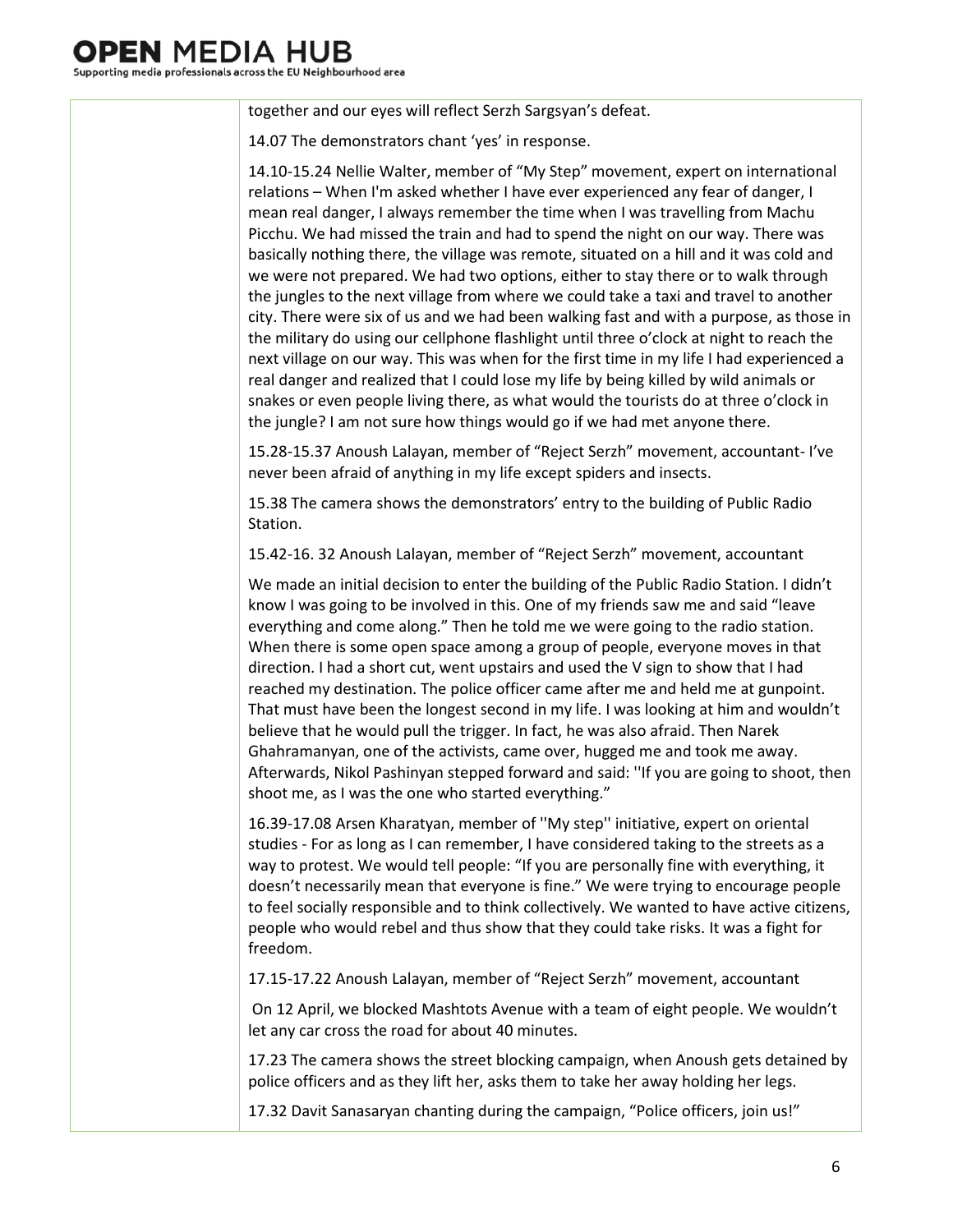| | |
|---|---|
| | together and our eyes will reflect Serzh Sargsyan's defeat.<br><br>14.07 The demonstrators chant 'yes' in response.<br><br>14.10-15.24 Nellie Walter, member of "My Step" movement, expert on international relations – When I'm asked whether I have ever experienced any fear of danger, I mean real danger, I always remember the time when I was travelling from Machu Picchu. We had missed the train and had to spend the night on our way. There was basically nothing there, the village was remote, situated on a hill and it was cold and we were not prepared. We had two options, either to stay there or to walk through the jungles to the next village from where we could take a taxi and travel to another city. There were six of us and we had been walking fast and with a purpose, as those in the military do using our cellphone flashlight until three o'clock at night to reach the next village on our way. This was when for the first time in my life I had experienced a real danger and realized that I could lose my life by being killed by wild animals or snakes or even people living there, as what would the tourists do at three o'clock in the jungle? I am not sure how things would go if we had met anyone there.<br><br>15.28-15.37 Anoush Lalayan, member of "Reject Serzh" movement, accountant- I've never been afraid of anything in my life except spiders and insects.<br><br>15.38 The camera shows the demonstrators' entry to the building of Public Radio Station.<br><br>15.42-16. 32 Anoush Lalayan, member of "Reject Serzh" movement, accountant<br><br>We made an initial decision to enter the building of the Public Radio Station. I didn't know I was going to be involved in this. One of my friends saw me and said "leave everything and come along." Then he told me we were going to the radio station. When there is some open space among a group of people, everyone moves in that direction. I had a short cut, went upstairs and used the V sign to show that I had reached my destination. The police officer came after me and held me at gunpoint. That must have been the longest second in my life. I was looking at him and wouldn't believe that he would pull the trigger. In fact, he was also afraid. Then Narek Ghahramanyan, one of the activists, came over, hugged me and took me away. Afterwards, Nikol Pashinyan stepped forward and said: ''If you are going to shoot, then shoot me, as I was the one who started everything."<br><br>16.39-17.08 Arsen Kharatyan, member of ''My step'' initiative, expert on oriental studies - For as long as I can remember, I have considered taking to the streets as a way to protest. We would tell people: "If you are personally fine with everything, it doesn't necessarily mean that everyone is fine." We were trying to encourage people to feel socially responsible and to think collectively. We wanted to have active citizens, people who would rebel and thus show that they could take risks. It was a fight for freedom.<br><br>17.15-17.22 Anoush Lalayan, member of "Reject Serzh" movement, accountant<br><br>On 12 April, we blocked Mashtots Avenue with a team of eight people. We wouldn't let any car cross the road for about 40 minutes.<br><br>17.23 The camera shows the street blocking campaign, when Anoush gets detained by police officers and as they lift her, asks them to take her away holding her legs.<br><br>17.32 Davit Sanasaryan chanting during the campaign, "Police officers, join us!" |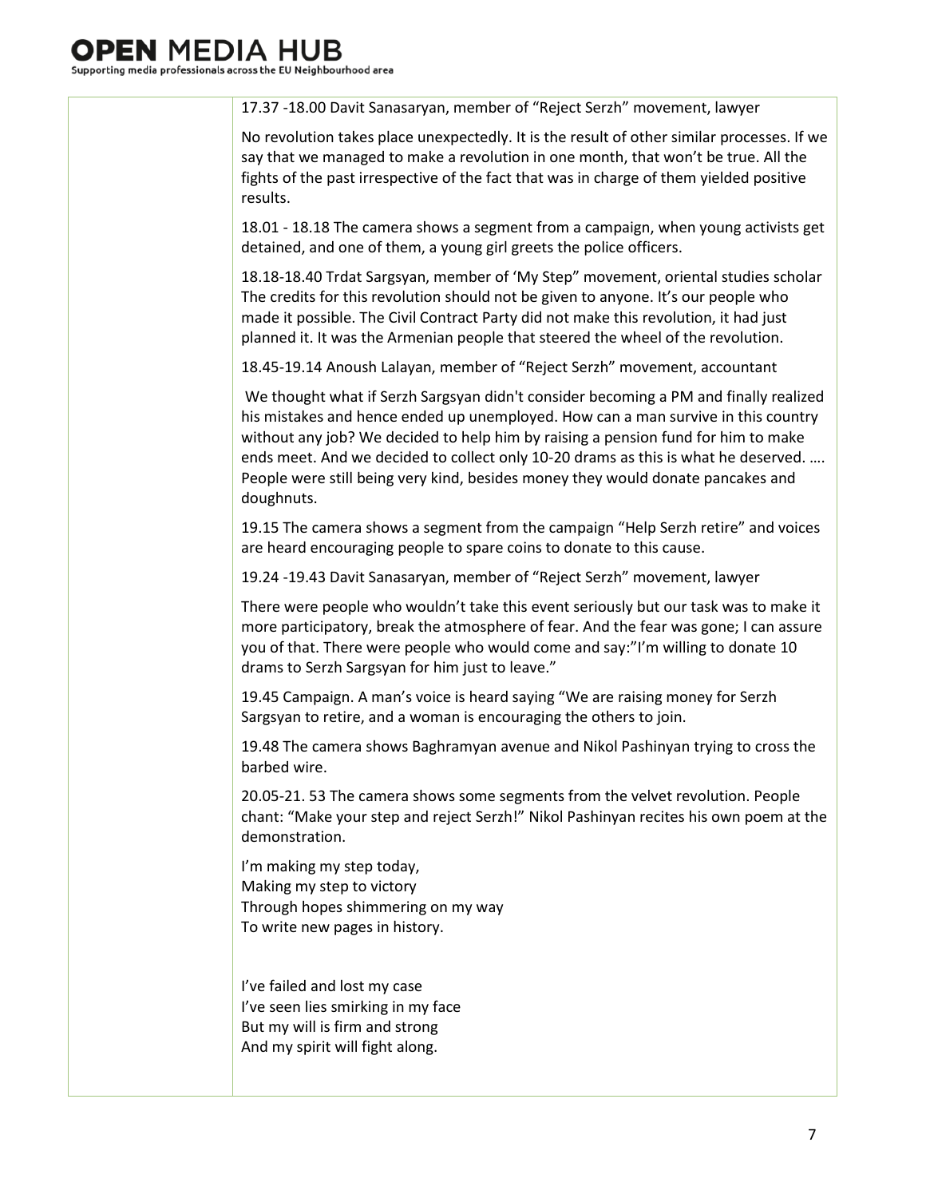| | |
|---|---|
| | 17.37 -18.00 Davit Sanasaryan, member of "Reject Serzh" movement, lawyer<br><br>No revolution takes place unexpectedly. It is the result of other similar processes. If we say that we managed to make a revolution in one month, that won't be true. All the fights of the past irrespective of the fact that was in charge of them yielded positive results.<br><br>18.01 - 18.18 The camera shows a segment from a campaign, when young activists get detained, and one of them, a young girl greets the police officers.<br><br>18.18-18.40 Trdat Sargsyan, member of 'My Step" movement, oriental studies scholar The credits for this revolution should not be given to anyone. It's our people who made it possible. The Civil Contract Party did not make this revolution, it had just planned it. It was the Armenian people that steered the wheel of the revolution.<br><br>18.45-19.14 Anoush Lalayan, member of "Reject Serzh" movement, accountant<br><br>We thought what if Serzh Sargsyan didn't consider becoming a PM and finally realized his mistakes and hence ended up unemployed. How can a man survive in this country without any job? We decided to help him by raising a pension fund for him to make ends meet. And we decided to collect only 10-20 drams as this is what he deserved. …. People were still being very kind, besides money they would donate pancakes and doughnuts.<br><br>19.15 The camera shows a segment from the campaign "Help Serzh retire" and voices are heard encouraging people to spare coins to donate to this cause.<br><br>19.24 -19.43 Davit Sanasaryan, member of "Reject Serzh" movement, lawyer<br><br>There were people who wouldn't take this event seriously but our task was to make it more participatory, break the atmosphere of fear. And the fear was gone; I can assure you of that. There were people who would come and say:"I'm willing to donate 10 drams to Serzh Sargsyan for him just to leave."<br><br>19.45 Campaign. A man's voice is heard saying "We are raising money for Serzh Sargsyan to retire, and a woman is encouraging the others to join.<br><br>19.48 The camera shows Baghramyan avenue and Nikol Pashinyan trying to cross the barbed wire.<br><br>20.05-21. 53 The camera shows some segments from the velvet revolution. People chant: "Make your step and reject Serzh!" Nikol Pashinyan recites his own poem at the demonstration.<br><br>I'm making my step today,<br>Making my step to victory<br>Through hopes shimmering on my way<br>To write new pages in history.<br><br>I've failed and lost my case<br>I've seen lies smirking in my face<br>But my will is firm and strong<br>And my spirit will fight along. |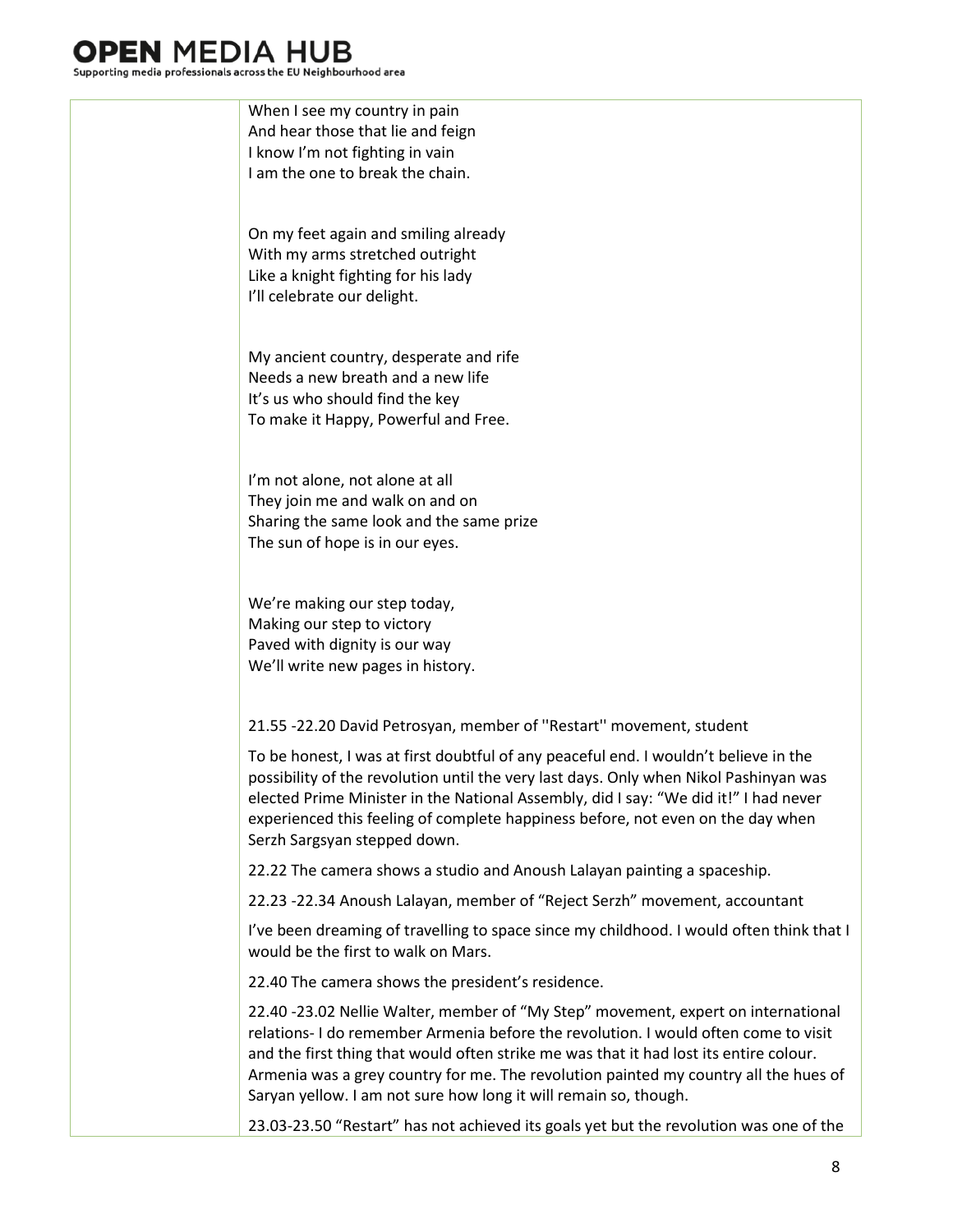When I see my country in pain
And hear those that lie and feign
I know I'm not fighting in vain
I am the one to break the chain.

On my feet again and smiling already
With my arms stretched outright
Like a knight fighting for his lady
I'll celebrate our delight.

My ancient country, desperate and rife
Needs a new breath and a new life
It's us who should find the key
To make it Happy, Powerful and Free.

I'm not alone, not alone at all
They join me and walk on and on
Sharing the same look and the same prize
The sun of hope is in our eyes.

We're making our step today,
Making our step to victory
Paved with dignity is our way
We'll write new pages in history.

21.55 -22.20 David Petrosyan, member of ''Restart'' movement, student

To be honest, I was at first doubtful of any peaceful end. I wouldn't believe in the possibility of the revolution until the very last days. Only when Nikol Pashinyan was elected Prime Minister in the National Assembly, did I say: "We did it!" I had never experienced this feeling of complete happiness before, not even on the day when Serzh Sargsyan stepped down.

22.22 The camera shows a studio and Anoush Lalayan painting a spaceship.

22.23 -22.34 Anoush Lalayan, member of "Reject Serzh" movement, accountant

I've been dreaming of travelling to space since my childhood. I would often think that I would be the first to walk on Mars.

22.40 The camera shows the president's residence.

22.40 -23.02 Nellie Walter, member of "My Step" movement, expert on international relations- I do remember Armenia before the revolution. I would often come to visit and the first thing that would often strike me was that it had lost its entire colour. Armenia was a grey country for me. The revolution painted my country all the hues of Saryan yellow. I am not sure how long it will remain so, though.

23.03-23.50 "Restart" has not achieved its goals yet but the revolution was one of the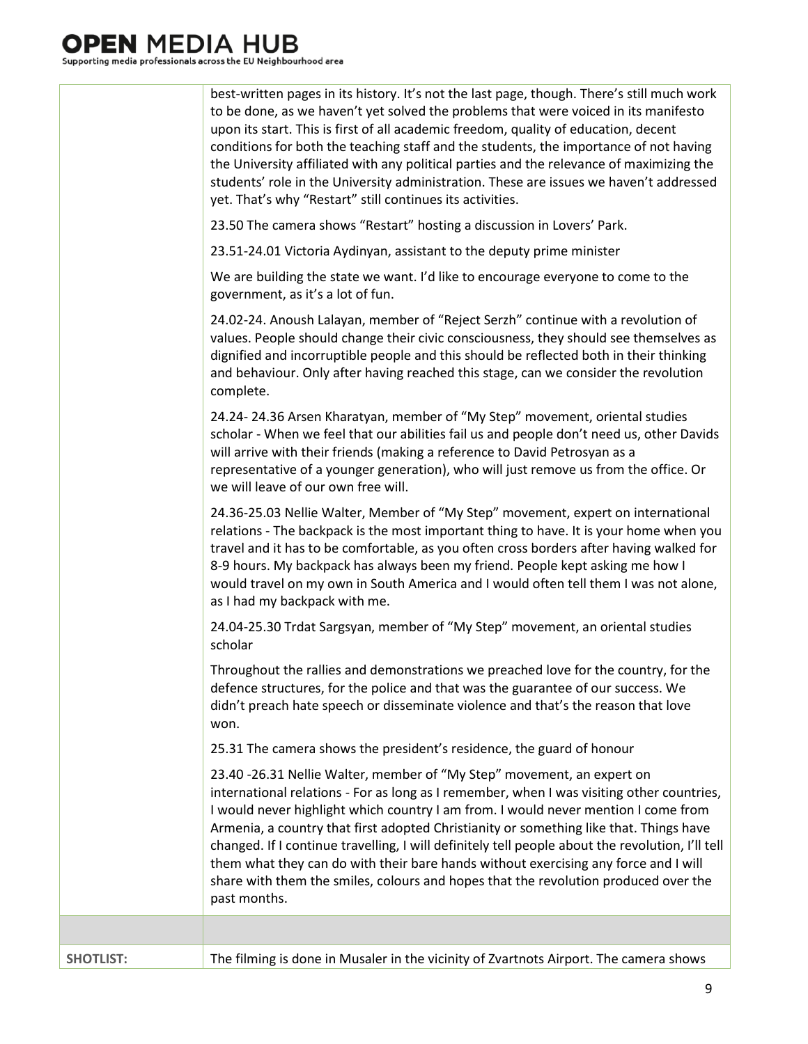| | |
|---|---|
| | best-written pages in its history. It's not the last page, though. There's still much work to be done, as we haven't yet solved the problems that were voiced in its manifesto upon its start. This is first of all academic freedom, quality of education, decent conditions for both the teaching staff and the students, the importance of not having the University affiliated with any political parties and the relevance of maximizing the students' role in the University administration. These are issues we haven't addressed yet. That's why "Restart" still continues its activities.<br><br>23.50 The camera shows "Restart" hosting a discussion in Lovers' Park.<br><br>23.51-24.01 Victoria Aydinyan, assistant to the deputy prime minister<br><br>We are building the state we want. I'd like to encourage everyone to come to the government, as it's a lot of fun.<br><br>24.02-24. Anoush Lalayan, member of "Reject Serzh" continue with a revolution of values. People should change their civic consciousness, they should see themselves as dignified and incorruptible people and this should be reflected both in their thinking and behaviour. Only after having reached this stage, can we consider the revolution complete.<br><br>24.24- 24.36 Arsen Kharatyan, member of "My Step" movement, oriental studies scholar - When we feel that our abilities fail us and people don't need us, other Davids will arrive with their friends (making a reference to David Petrosyan as a representative of a younger generation), who will just remove us from the office. Or we will leave of our own free will.<br><br>24.36-25.03 Nellie Walter, Member of "My Step" movement, expert on international relations - The backpack is the most important thing to have. It is your home when you travel and it has to be comfortable, as you often cross borders after having walked for 8-9 hours. My backpack has always been my friend. People kept asking me how I would travel on my own in South America and I would often tell them I was not alone, as I had my backpack with me.<br><br>24.04-25.30 Trdat Sargsyan, member of "My Step" movement, an oriental studies scholar<br><br>Throughout the rallies and demonstrations we preached love for the country, for the defence structures, for the police and that was the guarantee of our success. We didn't preach hate speech or disseminate violence and that's the reason that love won.<br><br>25.31 The camera shows the president's residence, the guard of honour<br><br>23.40 -26.31 Nellie Walter, member of "My Step" movement, an expert on international relations - For as long as I remember, when I was visiting other countries, I would never highlight which country I am from. I would never mention I come from Armenia, a country that first adopted Christianity or something like that. Things have changed. If I continue travelling, I will definitely tell people about the revolution, I'll tell them what they can do with their bare hands without exercising any force and I will share with them the smiles, colours and hopes that the revolution produced over the past months. |
| | |
| **SHOTLIST:** | The filming is done in Musaler in the vicinity of Zvartnots Airport. The camera shows |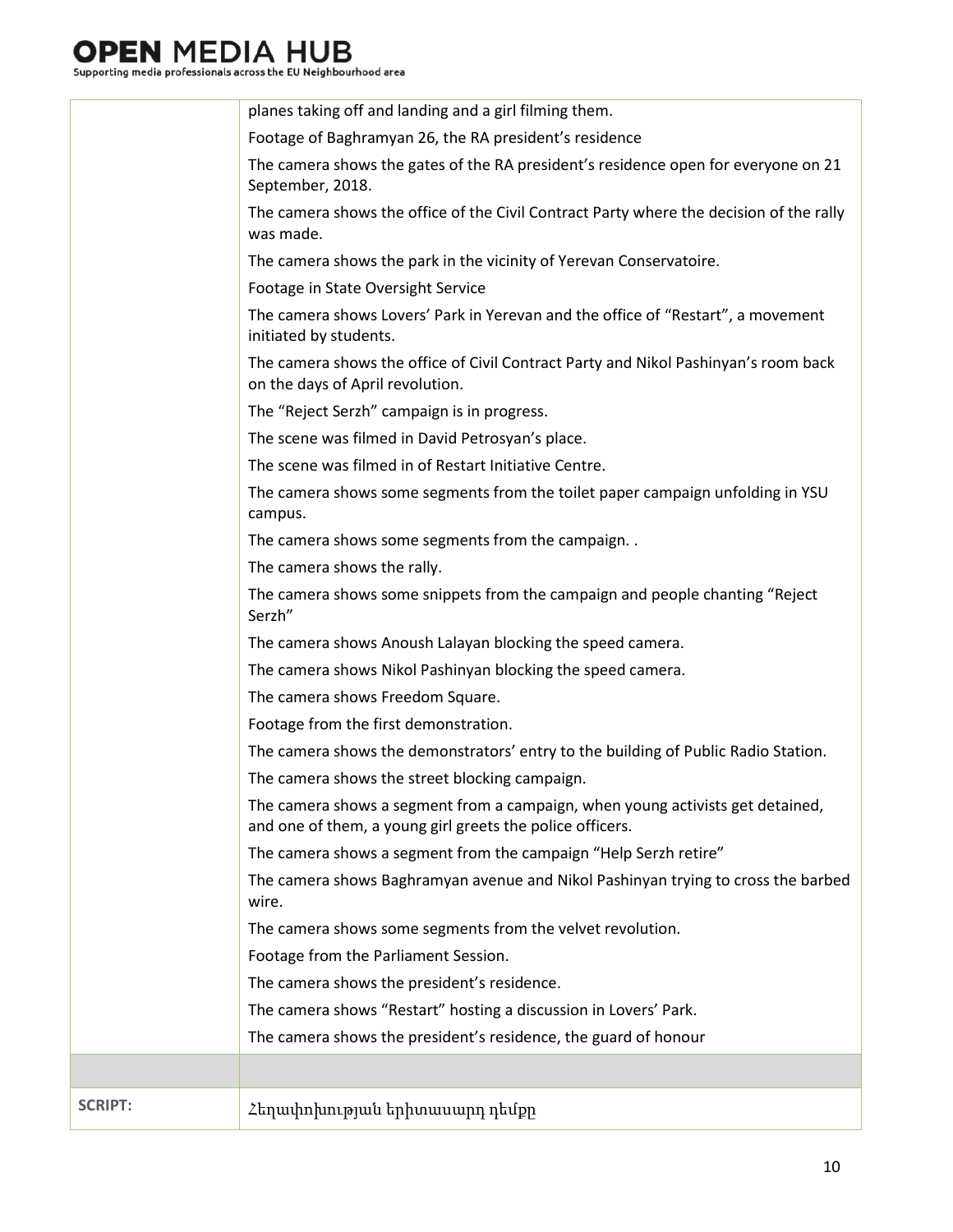|  |  |
|---|---|
|  | planes taking off and landing and a girl filming them.<br>Footage of Baghramyan 26, the RA president's residence<br>The camera shows the gates of the RA president's residence open for everyone on 21 September, 2018.<br>The camera shows the office of the Civil Contract Party where the decision of the rally was made.<br>The camera shows the park in the vicinity of Yerevan Conservatoire.<br>Footage in State Oversight Service<br>The camera shows Lovers' Park in Yerevan and the office of "Restart", a movement initiated by students.<br>The camera shows the office of Civil Contract Party and Nikol Pashinyan's room back on the days of April revolution.<br>The "Reject Serzh" campaign is in progress.<br>The scene was filmed in David Petrosyan's place.<br>The scene was filmed in of Restart Initiative Centre.<br>The camera shows some segments from the toilet paper campaign unfolding in YSU campus.<br>The camera shows some segments from the campaign. .<br>The camera shows the rally.<br>The camera shows some snippets from the campaign and people chanting "Reject Serzh"<br>The camera shows Anoush Lalayan blocking the speed camera.<br>The camera shows Nikol Pashinyan blocking the speed camera.<br>The camera shows Freedom Square.<br>Footage from the first demonstration.<br>The camera shows the demonstrators' entry to the building of Public Radio Station.<br>The camera shows the street blocking campaign.<br>The camera shows a segment from a campaign, when young activists get detained, and one of them, a young girl greets the police officers.<br>The camera shows a segment from the campaign "Help Serzh retire"<br>The camera shows Baghramyan avenue and Nikol Pashinyan trying to cross the barbed wire.<br>The camera shows some segments from the velvet revolution.<br>Footage from the Parliament Session.<br>The camera shows the president's residence.<br>The camera shows "Restart" hosting a discussion in Lovers' Park.<br>The camera shows the president's residence, the guard of honour |
|  |  |
| **SCRIPT:** | Հեղափոխության երիտասարդ դեմքը |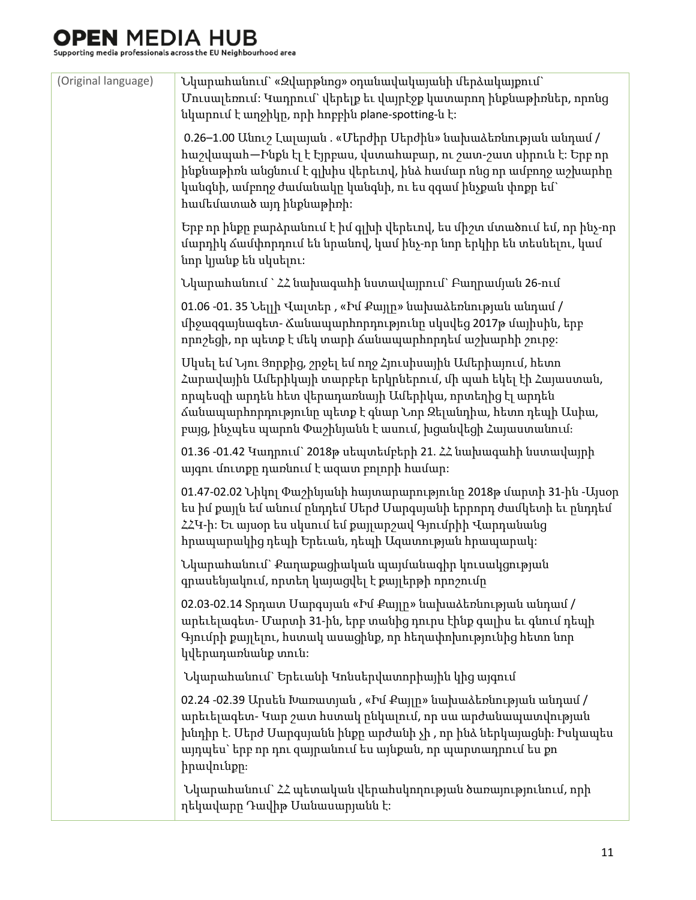| (Original language) | Նկարահանում` «Զվարթնոց» օդանավակայանի մերձակայքում` Մուսալեռում: Կադրում` վերելք եւ վայրէջք կատարող ինքնաթիռներ, որոնց նկարում է աղջիկը, որի հոբբին plane-spotting-ն է:<br><br>0.26–1.00 Անուշ Լալայան . «Մերժիր Սերժին» նախաձեռնության անդամ / հաշվապահ—Ինքն էլ է էյրբաս, վստահաբար, ու շատ-շատ սիրուն է: Երբ որ ինքնաթիռն անցնում է գլխիս վերեւով, ինձ համար ոնց որ ամբողջ աշխարհը կանգնի, ամբողջ ժամանակը կանգնի, ու ես զգամ ինչքան փոքր եմ` համեմատած այդ ինքնաթիռի:<br><br>Երբ որ ինքը բարձրանում է իմ գլխի վերեւով, ես միշտ մտածում եմ, որ ինչ-որ մարդիկ ճամփորդում են նրանով, կամ ինչ-որ նոր երկիր են տեսնելու, կամ նոր կյանք են սկսելու:<br><br>Նկարահանում ` ՀՀ նախագահի նստավայրում` Բաղրամյան 26-ում<br><br>01.06 -01. 35 Նելլի Վալտեր , «Իմ Քայլը» նախաձեռնության անդամ / միջազգայնագետ- Ճանապարհորդությունը սկսվեց 2017թ մայիսին, երբ որոշեցի, որ պետք է մեկ տարի ճանապարհորդեմ աշխարհի շուրջ:<br><br>Սկսել եմ Նյու Յորքից, շրջել եմ ողջ Հյուսիսային Ամերիայում, հետո Հարավային Ամերիկայի տարբեր երկրներում, մի պահ եկել էի Հայաստան, որպեսզի արդեն հետ վերադառնայի Ամերիկա, որտեղից էլ արդեն ճանապարհորդությունը պետք է գնար Նոր Զելանդիա, հետո դեպի Ասիա, բայց, ինչպես պարոն Փաշինյանն է ասում, խցանվեցի Հայաստանում:<br><br>01.36 -01.42 Կադրում` 2018թ սեպտեմբերի 21. ՀՀ նախագահի նստավայրի այգու մուտքը դառնում է ազատ բոլորի համար:<br><br>01.47-02.02 Նիկոլ Փաշինյանի հայտարարությունը 2018թ մարտի 31-ին -Այսօր ես իմ քայլն եմ անում ընդդեմ Սերժ Սարգսյանի երրորդ ժամկետի եւ ընդդեմ ՀՀԿ-ի: Եւ այսօր ես սկսում եմ քայլարշավ Գյումրիի Վարդանանց հրապարակից դեպի Երեւան, դեպի Ազատության հրապարակ:<br><br>Նկարահանում` Քաղաքացիական պայմանագիր կուսակցության գրասենյակում, որտեղ կայացվել է քայլերթի որոշումը<br><br>02.03-02.14 Տրդատ Սարգսյան «Իմ Քայլը» նախաձեռնության անդամ / արեւելագետ- Մարտի 31-ին, երբ տանից դուրս էինք գալիս եւ գնում դեպի Գյումրի քայլելու, հստակ ասացինք, որ հեղափոխությունից հետո նոր կվերադառնանք տուն:<br><br>Նկարահանում` Երեւանի Կոնսերվատորիային կից այգում<br><br>02.24 -02.39 Արսեն Խառատյան , «Իմ Քայլը» նախաձեռնության անդամ / արեւելագետ- Կար շատ հստակ ընկալում, որ սա արժանապատվության խնդիր է. Սերժ Սարգսյանն ինքը արժանի չի , որ ինձ ներկայացնի: Իսկապես այդպես` երբ որ դու զայրանում ես այնքան, որ պարտադրում ես քո իրավունքը:<br><br>Նկարահանում` ՀՀ պետական վերահսկողության ծառայությունում, որի ղեկավարը Դավիթ Սանասարյանն է: |
|---|---|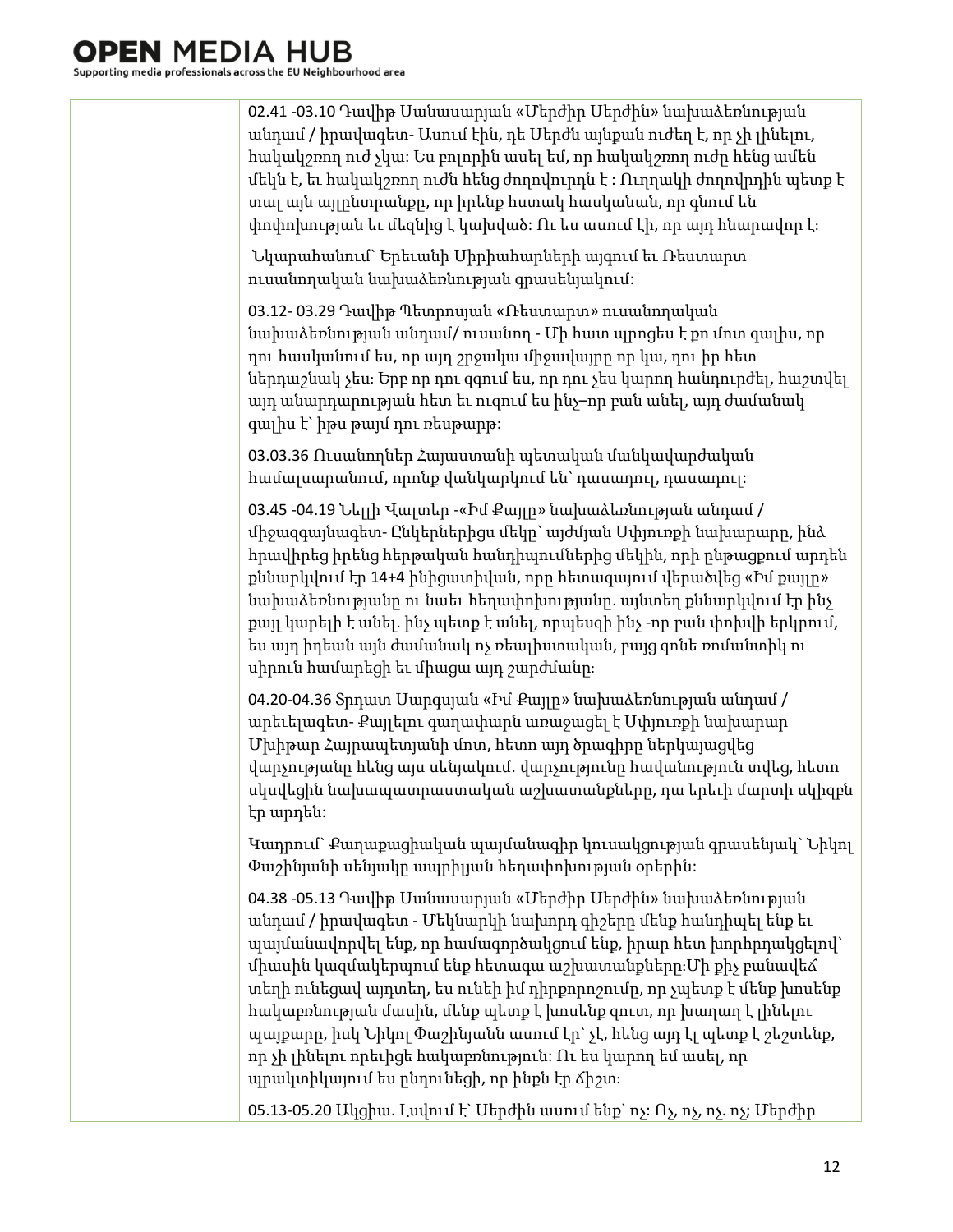| | 02.41 -03.10 Դավիթ Սանասարյան «Մերժիր Սերժին» նախաձեռնության անդամ / իրավագետ- Ասում էին, դե Սերժն այնքան ուժեղ է, որ չի լինելու, հակակշռող ուժ չկա: Ես բոլորին ասել եմ, որ հակակշռող ուժը հենց ամեն մեկն է, եւ հակակշռող ուժն հենց ժողովուրդն է : Ուղղակի ժողովրդին պետք է տալ այն այլընտրանքը, որ իրենք հստակ հասկանան, որ գնում են փոփոխության եւ մեզնից է կախված: Ու ես ասում էի, որ այդ հնարավոր է: <br><br> Նկարահանում՝ Երեւանի Սիրիահարների այգում եւ Ռեստարտ ուսանողական նախաձեռնության գրասենյակում: <br><br> 03.12- 03.29 Դավիթ Պետրոսյան «Ռեստարտ» ուսանողական նախաձեռնության անդամ/ ուսանող - Մի հատ պրոցես է քո մոտ գալիս, որ դու հասկանում ես, որ այդ շրջակա միջավայրը որ կա, դու իր հետ ներդաշնակ չես: Երբ որ դու զգում ես, որ դու չես կարող հանդուրժել, հաշտվել այդ անարդարության հետ եւ ուզում ես ինչ–որ բան անել, այդ ժամանակ գալիս է՝ իթս թայմ դու ռեսթարթ: <br><br> 03.03.36 Ուսանողներ Հայաստանի պետական մանկավարժական համալսարանում, որոնք վանկարկում են՝ դասադուլ, դասադուլ: <br><br> 03.45 -04.19 Նելլի Վալտեր -«Իմ Քայլը» նախաձեռնության անդամ / միջազգայնագետ- Ընկերներիցս մեկը՝ այժմյան Սփյուռքի նախարարը, ինձ հրավիրեց իրենց հերթական հանդիպումներից մեկին, որի ընթացքում արդեն քննարկվում էր 14+4 ինիցատիվան, որը հետագայում վերածվեց «Իմ քայլը» նախաձեռնությանը ու նաեւ հեղափոխությանը. այնտեղ քննարկվում էր ինչ քայլ կարելի է անել. ինչ պետք է անել, որպեսզի ինչ -որ բան փոխվի երկրում, ես այդ իդեան այն ժամանակ ոչ ռեալիստական, բայց գոնե ռոմանտիկ ու սիրուն համարեցի եւ միացա այդ շարժմանը: <br><br> 04.20-04.36 Տրդատ Սարգսյան «Իմ Քայլը» նախաձեռնության անդամ / արեւելագետ- Քայլելու գաղափարն առաջացել է Սփյուռքի նախարար Մխիթար Հայրապետյանի մոտ, հետո այդ ծրագիրը ներկայացվեց վարչությանը հենց այս սենյակում. վարչությունը հավանություն տվեց, հետո սկսվեցին նախապատրաստական աշխատանքները, դա երեւի մարտի սկիզբն էր արդեն: <br><br> Կադրում՝ Քաղաքացիական պայմանագիր կուսակցության գրասենյակ՝ Նիկոլ Փաշինյանի սենյակը ապրիլյան հեղափոխության օրերին: <br><br> 04.38 -05.13 Դավիթ Սանասարյան «Մերժիր Սերժին» նախաձեռնության անդամ / իրավագետ - Մեկնարկի նախորդ գիշերը մենք հանդիպել ենք եւ պայմանավորվել ենք, որ համագործակցում ենք, իրար հետ խորհրդակցելով՝ միասին կազմակերպում ենք հետագա աշխատանքները:Մի քիչ բանավեճ տեղի ունեցավ այդտեղ, ես ունեի իմ դիրքորոշումը, որ չպետք է մենք խոսենք հակաբռնության մասին, մենք պետք է խոսենք զուտ, որ խաղաղ է լինելու պայքարը, իսկ Նիկոլ Փաշինյանն ասում էր՝ չէ, հենց այդ էլ պետք է շեշտենք, որ չի լինելու որեւիցե հակաբռնություն: Ու ես կարող եմ ասել, որ պրակտիկայում ես ընդունեցի, որ ինքն էր ճիշտ: <br><br> 05.13-05.20 Ակցիա. Լսվում է՝ Սերժին ասում ենք՝ ոչ: Ոչ, ոչ, ոչ. ոչ; Մերժիր |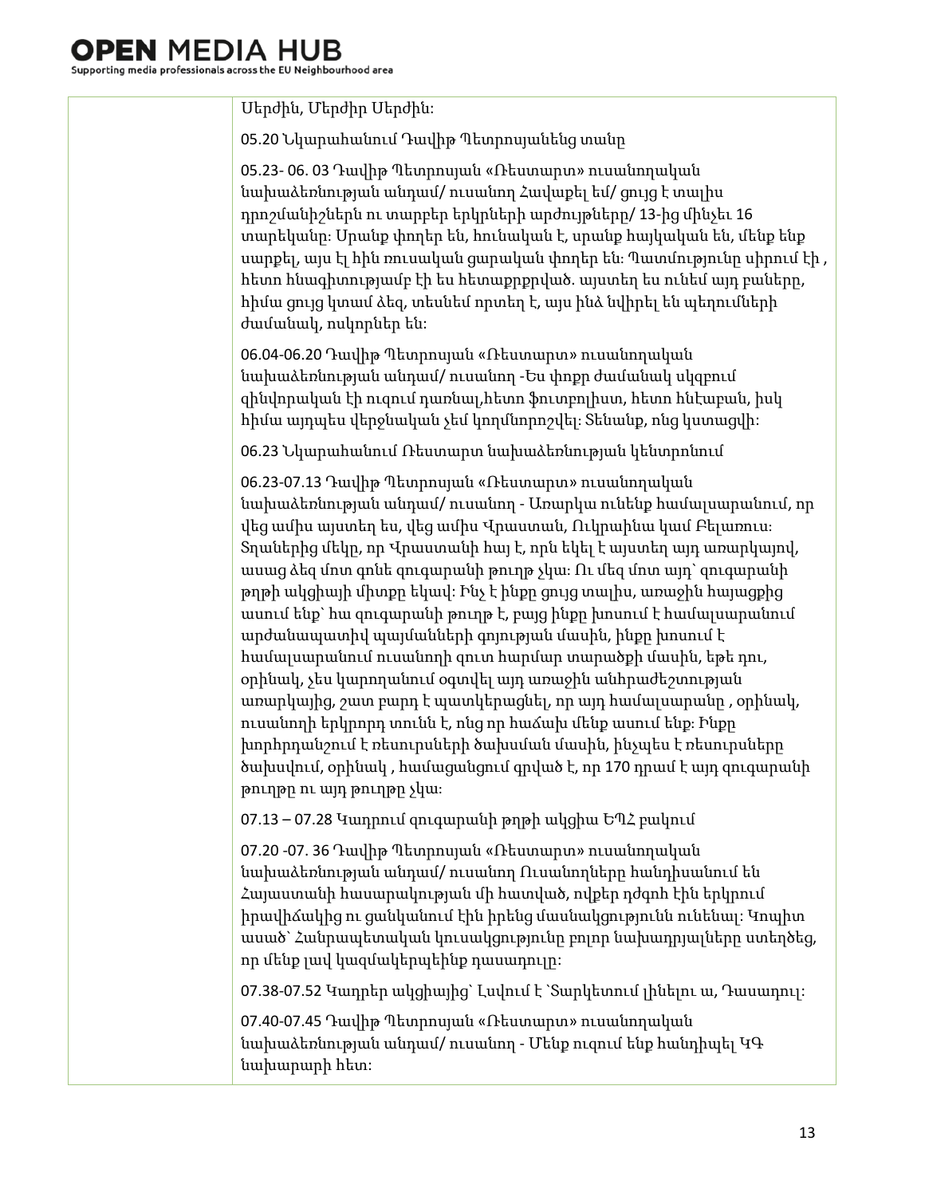| | |
|---|---|
| | Սերժին, Սերժիր Սերժին: |
| | 05.20 Նկարահանում Դավիթ Պետրոսյանենց տանը |
| | 05.23- 06. 03 Դավիթ Պետրոսյան «Ռեստարտ» ուսանողական նախաձեռնության անդամ/ ուսանող Հավաքել եմ/ ցույց է տալիս դրոշմանիշներն ու տարբեր երկրների արժույթները/ 13-ից մինչեւ 16 տարեկանը: Սրանք փողեր են, հունական է, սրանք հայկական են, մենք ենք սարքել, այս էլ հին ռուսական ցարական փողեր են: Պատմությունը սիրում էի , հետո հնագիտությամբ էի ես հետաքրքրված. այստեղ ես ունեմ այդ բաները, հիմա ցույց կտամ ձեզ, տեսնեմ որտեղ է, այս ինձ նվիրել են պեղումների ժամանակ, ոսկորներ են: |
| | 06.04-06.20 Դավիթ Պետրոսյան «Ռեստարտ» ուսանողական նախաձեռնության անդամ/ ուսանող -Ես փոքր ժամանակ սկզբում զինվորական էի ուզում դառնալ,հետո ֆուտբոլիստ, հետո հնէաբան, իսկ հիմա այդպես վերջնական չեմ կողմնորոշվել: Տեսնանք, ոնց կստացվի: |
| | 06.23 Նկարահանում Ռեստարտ նախաձեռնության կենտրոնում |
| | 06.23-07.13 Դավիթ Պետրոսյան «Ռեստարտ» ուսանողական նախաձեռնության անդամ/ ուսանող - Առարկա ունենք համալսարանում, որ վեց ամիս այստեղ ես, վեց ամիս Վրաստան, Ուկրաինա կամ Բելառուս: Տղաներից մեկը, որ Վրաստանի հայ է, որն եկել է այստեղ այդ առարկայով, ասաց ձեզ մոտ գոնե զուգարանի թուղթ չկա: Ու մեզ մոտ այդ` զուգարանի թղթի ակցիայի միտքը եկավ: Ինչ է ինքը ցույց տալիս, առաջին հայացքից ասում ենք` հա զուգարանի թուղթ է, բայց ինքը խոսում է համալսարանում արժանապատիվ պայմանների գոյության մասին, ինքը խոսում է համալսարանում ուսանողի զուտ հարմար տարածքի մասին, եթե դու, օրինակ, չես կարողանում օգտվել այդ առաջին անհրաժեշտության առարկայից, շատ բարդ է պատկերացնել, որ այդ համալսարանը , օրինակ, ուսանողի երկրորդ տունն է, ոնց որ հաճախ մենք ասում ենք: Ինքը խորհրդանշում է ռեսուրսների ծախսման մասին, ինչպես է ռեսուրսները ծախսվում, օրինակ , համացանցում գրված է, որ 170 դրամ է այդ զուգարանի թուղթը ու այդ թուղթը չկա: |
| | 07.13 – 07.28 Կադրում զուգարանի թղթի ակցիա ԵՊՀ բակում |
| | 07.20 -07. 36 Դավիթ Պետրոսյան «Ռեստարտ» ուսանողական նախաձեռնության անդամ/ ուսանող Ուսանողները հանդիսանում են Հայաստանի հասարակության մի հատված, ովքեր դժգոհ էին երկրում իրավիճակից ու ցանկանում էին իրենց մասնակցությունն ունենալ: Կոպիտ ասած` Հանրապետական կուսակցությունը բոլոր նախադրյալները ստեղծեց, որ մենք լավ կազմակերպեինք դասադուլը: |
| | 07.38-07.52 Կադրեր ակցիայից` Լսվում է `Տարկետում լինելու ա, Դասադուլ: |
| | 07.40-07.45 Դավիթ Պետրոսյան «Ռեստարտ» ուսանողական նախաձեռնության անդամ/ ուսանող - Մենք ուզում ենք հանդիպել ԿԳ նախարարի հետ: |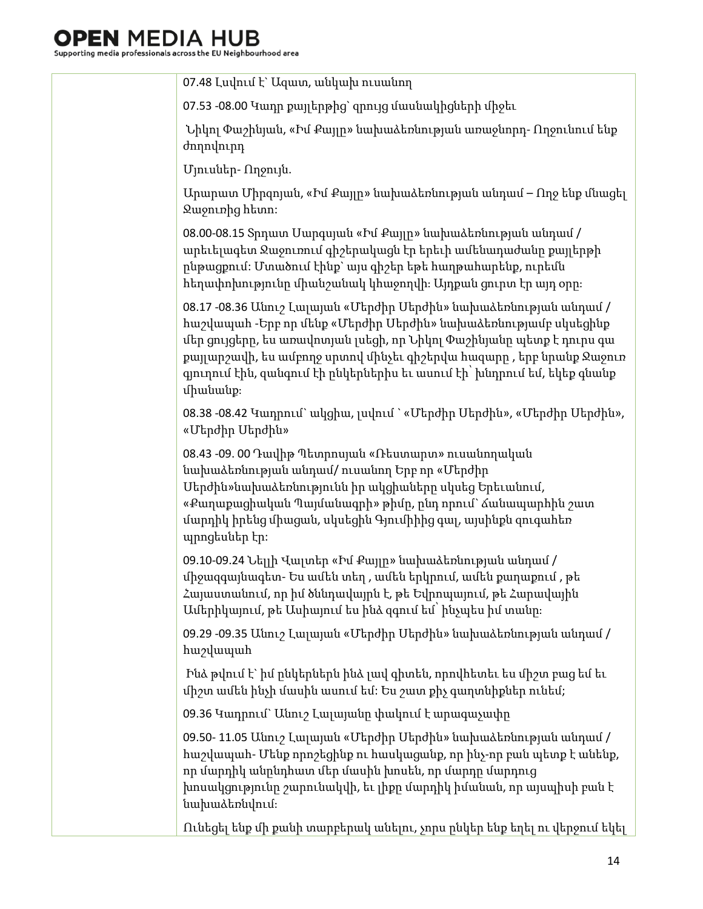| | |
|---|---|
| | 07.48 Լսվում է` Ազատ, անկախ ուսանող |
| | 07.53 -08.00 Կադր քայլերթից՝ զրույց մասնակիցների միջեւ |
| | Նիկոլ Փաշինյան, «Իմ Քայլը» նախաձեռնության առաջնորդ- Ողջունում ենք ժողովուրդ |
| | Մյուսներ- Ողջույն. |
| | Արարատ Միրզոյան, «Իմ Քայլը» նախաձեռնության անդամ – Ողջ ենք մնացել Ջաջուռից հետո: |
| | 08.00-08.15 Տրդատ Սարգսյան «Իմ Քայլը» նախաձեռնության անդամ / արեւելագետ Ջաջուռում գիշերակացն էր երեւի ամենադաժանը քայլերթի ընթացքում: Մտածում էինք՝ այս գիշեր եթե հաղթահարենք, ուրեմն հեղափոխությունը միանշանակ կհաջողվի: Այդքան ցուրտ էր այդ օրը: |
| | 08.17 -08.36 Անուշ Լալայան «Մերժիր Սերժին» նախաձեռնության անդամ / հաշվապահ -Երբ որ մենք «Մերժիր Սերժին» նախաձեռնությամբ սկսեցինք մեր ցույցերը, ես առավոտյան լսեցի, որ Նիկոլ Փաշինյանը պետք է դուրս գա քայլարշավի, ես ամբողջ սրտով մինչեւ գիշերվա հազարը , երբ նրանք Ջաջուռ գյուղում էին, զանգում էի ընկերներիս եւ ասում էի՝ խնդրում եմ, եկեք գնանք միանանք: |
| | 08.38 -08.42 Կադրում՝ ակցիա, լսվում ՝ «Մերժիր Սերժին», «Մերժիր Սերժին», «Մերժիր Սերժին» |
| | 08.43 -09. 00 Դավիթ Պետրոսյան «Ռեստարտ» ուսանողական նախաձեռնության անդամ/ ուսանող Երբ որ «Մերժիր Սերժին»նախաձեռնությունն իր ակցիաները սկսեց Երեւանում, «Քաղաքացիական Պայմանագրի» թիմը, ընդ որում՝ ճանապարհին շատ մարդիկ իրենց միացան, սկսեցին Գյումրիից գալ, այսինքն զուգահեռ պրոցեսներ էր: |
| | 09.10-09.24 Նելլի Վալտեր «Իմ Քայլը» նախաձեռնության անդամ / միջազգայնագետ- Ես ամեն տեղ , ամեն երկրում, ամեն քաղաքում , թե Հայաստանում, որ իմ ծննդավայրն է, թե Եվրոպայում, թե Հարավային Ամերիկայում, թե Ասիայում ես ինձ զգում եմ՝ ինչպես իմ տանը: |
| | 09.29 -09.35 Անուշ Լալայան «Մերժիր Սերժին» նախաձեռնության անդամ / հաշվապահ |
| | Ինձ թվում է՝ իմ ընկերներն ինձ լավ գիտեն, որովհետեւ ես միշտ բաց եմ եւ միշտ ամեն ինչի մասին ասում եմ: Ես շատ քիչ գաղտնիքներ ունեմ; |
| | 09.36 Կադրում՝ Անուշ Լալայանը փակում է արագաչափը |
| | 09.50- 11.05 Անուշ Լալայան «Մերժիր Սերժին» նախաձեռնության անդամ / հաշվապահ- Մենք որոշեցինք ու հասկացանք, որ ինչ-որ բան պետք է անենք, որ մարդիկ անընդհատ մեր մասին խոսեն, որ մարդը մարդուց խոսակցությունը շարունակվի, եւ լիքը մարդիկ իմանան, որ այսպիսի բան է նախաձեռնվում: |
| | Ունեցել ենք մի քանի տարբերակ անելու, չորս ընկեր ենք եղել ու վերջում եկել |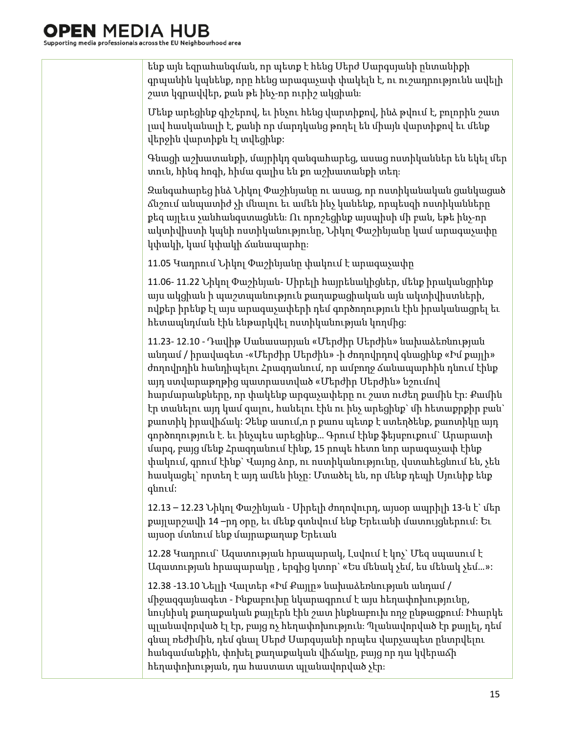| | ենք այն եզրահանգման, որ պետք է հենց Սերժ Սարգսյանի ընտանիքի գրպանին կպնենք, որը հենց արագաչափ փակելն է, ու ուշադրությունն ավելի շատ կգրավվեր, քան թե ինչ-որ ուրիշ ակցիան։<br><br>Մենք արեցինք գիշերով, եւ ինչու հենց վարտիքով, ինձ թվում է, բոլորին շատ լավ հասկանալի է, քանի որ մարդկանց թողել են միայն վարտիքով եւ մենք վերջին վարտիքն էլ տվեցինք:<br><br>Գնացի աշխատանքի, մայրիկդ զանգահարեց, ասաց ոստիկաններ են եկել մեր տուն, հինգ հոգի, հիմա գալիս են քո աշխատանքի տեղ։<br><br>Զանգահարեց ինձ Նիկոլ Փաշինյանը ու ասաց, որ ոստիկանական ցանկացած ճնշում անպատիժ չի մնալու եւ ամեն ինչ կանենք, որպեսզի ոստիկանները քեզ այլեւս չանհանգստացնեն: Ու որոշեցինք այսպիսի մի բան, եթե ինչ-որ ակտիվիստի կպնի ոստիկանությունը, Նիկոլ Փաշինյանը կամ արագաչափը կփակի, կամ կփակի ճանապարհը։<br><br>11.05 Կադրում Նիկոլ Փաշինյանը փակում է արագաչափը<br><br>11.06- 11.22 Նիկոլ Փաշինյան- Սիրելի հայրենակիցներ, մենք իրականցրինք այս ակցիան ի պաշտպանություն քաղաքացիական այն ակտիվիստների, ովքեր իրենք էլ այս արագաչափերի դեմ գործողություն էին իրականացրել եւ հետապնդման էին ենթարկվել ոստիկանության կողմից:<br><br>11.23- 12.10 - Դավիթ Սանասարյան «Մերժիր Սերժին» նախաձեռնության անդամ / իրավագետ -«Մերժիր Սերժին» -ի ժողովրդով գնացինք «Իմ քայլի» ժողովրդին հանդիպելու Հրազդանում, որ ամբողջ ճանապարհին դնում էինք այդ ստվարաթղթից պատրաստված «Մերժիր Սերժին» նշումով հարմարանքները, որ փակենք արգաչափերը ու շատ ուժեղ քամին էր: Քամին էր տանելու այդ կամ գալու, հանելու էին ու ինչ արեցինք` մի հետաքրքիր բան` քոտիկ իրավիճակ: Չենք ասում,ո ր քոու պետք է ստեղծենք, քոտիկը այդ գործողություն է. եւ ինչպես արեցինք... Գրում էինք ֆեյսբուքում` Արարատի մարզ, բայց մենք Հրազդանում էինք, 15 րոպե հետո նոր արագաչափ էինք փակում, գրում էինք` Վայոց ձոր, ու ոստիկանությունը, վստահեցնում են, չեն հասկացել` որտեղ է այդ ամեն ինչը: Մտածել են, որ մենք դեպի Սյունիք ենք գնում:<br><br>12.13 – 12.23 Նիկոլ Փաշինյան - Սիրելի ժողովուրդ, այսօր ապրիլի 13-ն է` մեր քայլարշավի 14 –րդ օրը, եւ մենք գտնվում ենք Երեւանի մատույցներում: Եւ այսօր մտնում ենք մայրաքաղաք Երեւան<br><br>12.28 Կադրում` Ազատության հրապարակ, Լսվում է կոչ` Մեզ սպասում է Ազատության հրապարակը , երգից կտոր` «Ես մենակ չեմ, ես մենակ չեմ...»:<br><br>12.38 -13.10 Նելլի Վալտեր «Իմ Քայլը» նախաձեռնության անդամ / միջազգայնագետ - Ինքաբուխը նկարագրում է այս հեղափոխությունը, նույնիսկ քաղաքական քայլերն էին շատ ինքնաբուխ ողջ ընթացքում: Իհարկե պլանավորված էլ էր, բայց ոչ հեղափոխություն: Պլանավորված էր քայլել, դեմ գնալ ռեժիմին, դեմ գնալ Սերժ Սարգսյանի որպես վարչապետ ընտրվելու հանգամանքին, փոխել քաղաքական վիճակը, բայց որ դա կվերաճի հեղափոխության, դա հաստատ պլանավորված չէր: |
|---|---|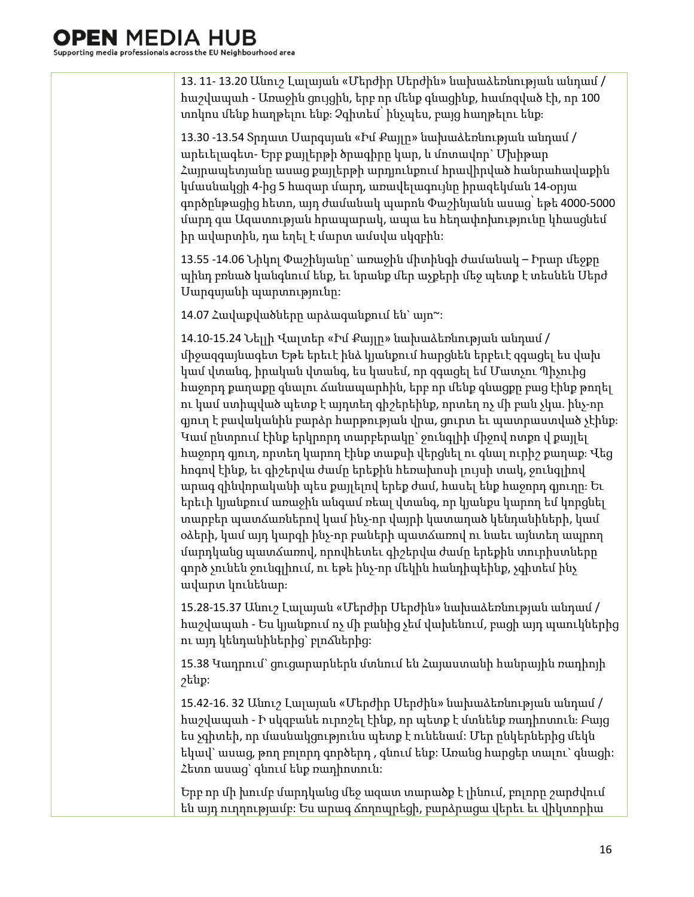| | |
|---|---|
| | 13. 11- 13.20 Անուշ Լալայան «Մերժիր Սերժին» նախաձեռնության անդամ / հաշվապահ - Առաջին ցույցին, երբ որ մենք գնացինք, համոզված էի, որ 100 տոկոս մենք հաղթելու ենք: Չգիտեմ՝ ինչպես, բայց հաղթելու ենք:<br><br>13.30 -13.54 Տրդատ Սարգսյան «Իմ Քայլը» նախաձեռնության անդամ / արեւելագետ- Երբ քայլերթի ծրագիրը կար, և մոտավոր՝ Մխիթար Հայրապետյանը ասաց քայլերթի արդյունքում հրավիրված հանրահավաքին կմասնակցի 4-ից 5 հազար մարդ, առավելագույնը իրազեկման 14-օրյա գործընթացից հետո, այդ ժամանակ պարոն Փաշինյանն ասաց՝ եթե 4000-5000 մարդ գա Ազատության հրապարակ, ապա ես հեղափոխությունը կհասցնեմ իր ավարտին, դա եղել է մարտ ամսվա սկզբին:<br><br>13.55 -14.06 Նիկոլ Փաշինյանը՝ առաջին միտինգի ժամանակ – Իրար մեջքը պինդ բռնած կանգնում ենք, եւ նրանք մեր աչքերի մեջ պետք է տեսնեն Սերժ Սարգսյանի պարտությունը:<br><br>14.07 Հավաքվածները արձագանքում են՝ այո~:<br><br>14.10-15.24 Նելլի Վալտեր «Իմ Քայլը» նախաձեռնության անդամ / միջազգայնագետ Եթե երեւէ ինձ կյանքում հարցնեն երբեւէ զգացել ես վախ կամ վտանգ, իրական վտանգ, ես կասեմ, որ զգացել եմ Մատչու Պիչուից հաջորդ քաղաքը գնալու ճանապարհին, երբ որ մենք գնացքը բաց էինք թողել ու կամ ստիպված պետք է այդտեղ գիշերեինք, որտեղ ոչ մի բան չկա. ինչ-որ գյուղ է բավականին բարձր հարթության վրա, ցուրտ եւ պատրաստված չէինք: Կամ ընտրում էինք երկրորդ տարբերակը՝ ջունգլիի միջով ոտքո վ քայլել հաջորդ գյուղ, որտեղ կարող էինք տաքսի վերցնել ու գնալ ուրիշ քաղաք: Վեց հոգով էինք, եւ գիշերվա ժամը երեքին հեռախոսի լույսի տակ, ջունգլիով արագ զինվորականի պես քայլելով երեք ժամ, հասել ենք հաջորդ գյուղը: Եւ երեւի կյանքում առաջին անգամ ռեալ վտանգ, որ կյանքս կարող եմ կորցնել տարբեր պատճառներով կամ ինչ-որ վայրի կատաղած կենդանիների, կամ օձերի, կամ այդ կարգի ինչ-որ բաների պատճառով ու նաեւ այնտեղ ապրող մարդկանց պատճառով, որովհետեւ գիշերվա ժամը երեքին տուրիստները գործ չունեն ջունգլիում, ու եթե ինչ-որ մեկին հանդիպեինք, չգիտեմ ինչ ավարտ կունենար:<br><br>15.28-15.37 Անուշ Լալայան «Մերժիր Սերժին» նախաձեռնության անդամ / հաշվապահ - Ես կյանքում ոչ մի բանից չեմ վախենում, բացի այդ պաուկներից ու այդ կենդանիներից՝ բլոճներից:<br><br>15.38 Կադրում՝ ցուցարարներն մտնում են Հայաստանի հանրային ռադիոյի շենք:<br><br>15.42-16. 32 Անուշ Լալայան «Մերժիր Սերժին» նախաձեռնության անդամ / հաշվապահ - Ի սկզբանե որոշել էինք, որ պետք է մտնենք ռադիոտուն: Բայց ես չգիտեի, որ մասնակցությունս պետք է ունենամ: Մեր ընկերներից մեկն եկավ՝ ասաց, թող բոլորդ գործերդ , գնում ենք: Առանց հարցեր տալու՝ գնացի: Հետո ասաց՝ գնում ենք ռադիոտուն:<br><br>Երբ որ մի խումբ մարդկանց մեջ ազատ տարածք է լինում, բոլորը շարժվում են այդ ուղղությամբ: Ես արագ ճողոպրեցի, բարձրացա վերեւ եւ վիկտորիա |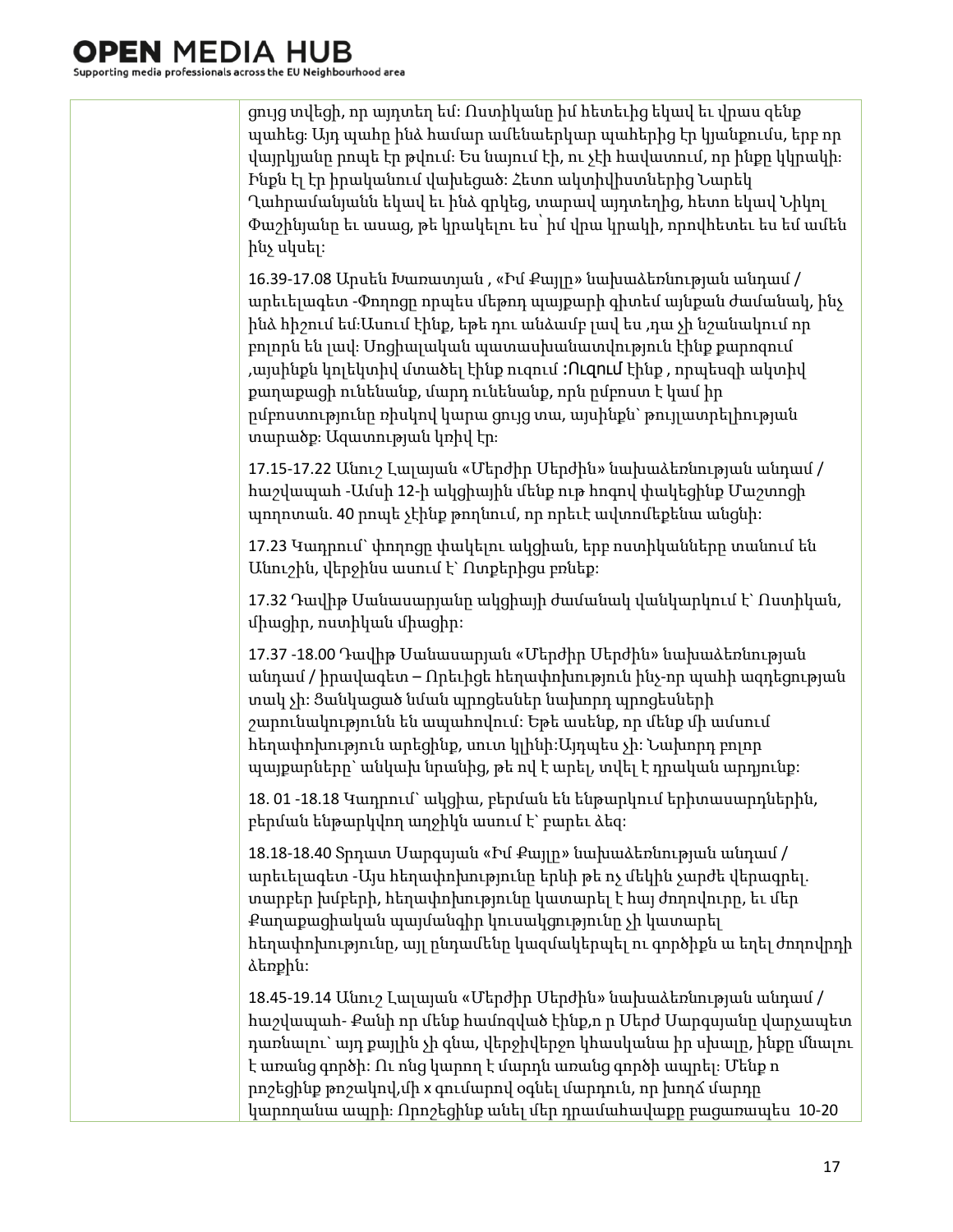|  | ցույց տվեցի, որ այդտեղ եմ: Ոստիկանը իմ հետեւից եկավ եւ վրաս զենք պահեց: Այդ պահը ինձ համար ամենաերկար պահերից էր կյանքումս, երբ որ վայրկյանը րոպե էր թվում: Ես նայում էի, ու չէի հավատում, որ ինքը կկրակի: Ինքն էլ էր իրականում վախեցած: Հետո ակտիվիստներից Նարեկ Ղահրամանյանն եկավ եւ ինձ գրկեց, տարավ այդտեղից, հետո եկավ Նիկոլ Փաշինյանը եւ ասաց, թե կրակելու ես՝ իմ վրա կրակի, որովհետեւ ես եմ ամեն ինչ սկսել:<br><br>16.39-17.08 Արսեն Խառատյան , «Իմ Քայլը» նախաձեռնության անդամ / արեւելագետ -Փողոցը որպես մեթոդ պայքարի գիտեմ այնքան ժամանակ, ինչ ինձ հիշում եմ:Ասում էինք, եթե դու անձամբ լավ ես ,դա չի նշանակում որ բոլորն են լավ: Սոցիալական պատասխանատվություն էինք քարոզում ,այսինքն կոլեկտիվ մտածել էինք ուզում :Ուզում էինք , որպեսզի ակտիվ քաղաքացի ունենանք, մարդ ունենանք, որն ըմբոստ է կամ իր ըմբոստությունը ռիսկով կարա ցույց տա, այսինքն՝ թույլատրելիության տարածք: Ազատության կռիվ էր:<br><br>17.15-17.22 Անուշ Լալայան «Մերժիր Սերժին» նախաձեռնության անդամ / հաշվապահ -Ամսի 12-ի ակցիային մենք ութ հոգով փակեցինք Մաշտոցի պողոտան. 40 րոպե չէինք թողնում, որ որեւէ ավտոմեքենա անցնի:<br><br>17.23 Կադրում՝ փողոցը փակելու ակցիան, երբ ոստիկանները տանում են Անուշին, վերջինս ասում է՝ Ոտքերիցս բռնեք:<br><br>17.32 Դավիթ Սանասարյանը ակցիայի ժամանակ վանկարկում է՝ Ոստիկան, միացիր, ոստիկան միացիր:<br><br>17.37 -18.00 Դավիթ Սանասարյան «Մերժիր Սերժին» նախաձեռնության անդամ / իրավագետ – Որեւիցե հեղափոխություն ինչ-որ պահի ազդեցության տակ չի: Ցանկացած նման պրոցեսներ նախորդ պրոցեսների շարունակությունն են ապահովում: Եթե ասենք, որ մենք մի ամսում հեղափոխություն արեցինք, սուտ կլինի:Այդպես չի: Նախորդ բոլոր պայքարները՝ անկախ նրանից, թե ով է արել, տվել է դրական արդյունք:<br><br>18. 01 -18.18 Կադրում՝ ակցիա, բերման են ենթարկում երիտասարդներին, բերման ենթարկվող աղջիկն ասում է՝ բարեւ ձեզ:<br><br>18.18-18.40 Տրդատ Սարգսյան «Իմ Քայլը» նախաձեռնության անդամ / արեւելագետ -Այս հեղափոխությունը երևի թե ոչ մեկին չարժե վերագրել. տարբեր խմբերի, հեղափոխությունը կատարել է հայ ժողովուրդը, եւ մեր Քաղաքացիական պայմանգիր կուսակցությունը չի կատարել հեղափոխությունը, այլ ընդամենը կազմակերպել ու գործիքն ա եղել ժողովրդի ձեռքին:<br><br>18.45-19.14 Անուշ Լալայան «Մերժիր Սերժին» նախաձեռնության անդամ / հաշվապահ- Քանի որ մենք համոզված էինք,ո ր Սերժ Սարգսյանը վարչապետ դառնալու՝ այդ քայլին չի գնա, վերջիվերջո կհասկանա իր սխալը, ինքը մնալու է առանց գործի: Ու ոնց կարող է մարդն առանց գործի ապրել: Մենք ո րոշեցինք թոշակով,մի x գումարով օգնել մարդուն, որ խողճ մարդը կարողանա ապրի: Որոշեցինք անել մեր դրամահավաքը բացառապես 10-20 |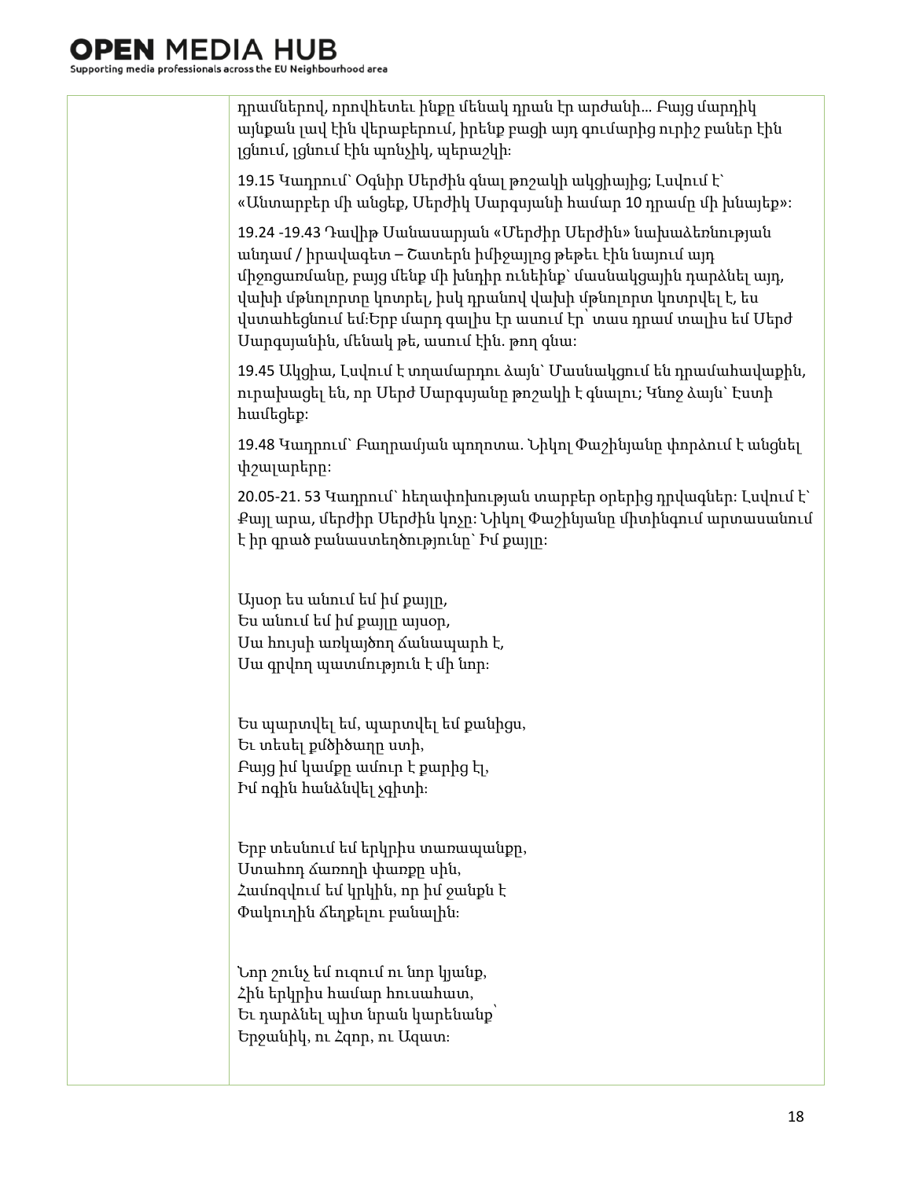| | |
|---|---|
| | դրամներով, որովհետեւ ինքը մենակ դրան էր արժանի... Բայց մարդիկ այնքան լավ էին վերաբերում, իրենք բացի այդ գումարից ուրիշ բաներ էին լցնում, լցնում էին պոնչիկ, պերաշկի։<br><br>19.15 Կադրում՝ Օգնիր Սերժին գնալ թոշակի ակցիայից; Լսվում է՝ «Անտարբեր մի անցեք, Սերժիկ Սարգսյանի համար 10 դրամը մի խնայեք»։<br><br>19.24 -19.43 Դավիթ Սանասարյան «Մերժիր Սերժին» նախաձեռնության անդամ / իրավագետ – Շատերն իմիջայլոց թեթեւ էին նայում այդ միջոցառմանը, բայց մենք մի խնդիր ունեինք՝ մասնակցային դարձնել այդ, վախի մթնոլորտը կոտրել, իսկ դրանով վախի մթնոլորտ կոտրվել է, ես վստահեցնում եմ։Երբ մարդ գալիս էր ասում էր՝ տաս դրամ տալիս եմ Սերժ Սարգսյանին, մենակ թե, ասում էին. թող գնա։<br><br>19.45 Ակցիա, Լսվում է տղամարդու ձայն՝ Մասնակցում են դրամահավաքին, ուրախացել են, որ Սերժ Սարգսյանը թոշակի է գնալու; Կնոջ ձայն՝ Էստի համեցեք։<br><br>19.48 Կադրում՝ Բաղրամյան պողոտա. Նիկոլ Փաշինյանը փորձում է անցնել փշալարերը։<br><br>20.05-21. 53 Կադրում՝ հեղափոխության տարբեր օրերից դրվագներ։ Լսվում է՝ Քայլ արա, մերժիր Սերժին կոչը։ Նիկոլ Փաշինյանը միտինգում արտասանում է իր գրած բանաստեղծությունը՝ Իմ քայլը։<br><br>Այսօր ես անում եմ իմ քայլը,<br>Ես անում եմ իմ քայլը այսօր,<br>Սա հույսի առկայծող ճանապարհ է,<br>Սա գրվող պատմություն է մի նոր։<br><br>Ես պարտվել եմ, պարտվել եմ քանիցս,<br>Եւ տեսել քմծիծաղը ստի,<br>Բայց իմ կամքը ամուր է քարից էլ,<br>Իմ ոգին հանձնվել չգիտի։<br><br>Երբ տեսնում եմ երկրիս տառապանքը,<br>Ստահոդ ճառողի փառքը սին,<br>Համոզվում եմ կրկին, որ իմ ջանքն է<br>Փակուղին ճեղքելու բանալին։<br><br>Նոր շունչ եմ ուզում ու նոր կյանք,<br>Հին երկրիս համար հուսահատ,<br>Եւ դարձնել պիտ նրան կարենանք՝<br>Երջանիկ, ու Հզոր, ու Ազատ։ |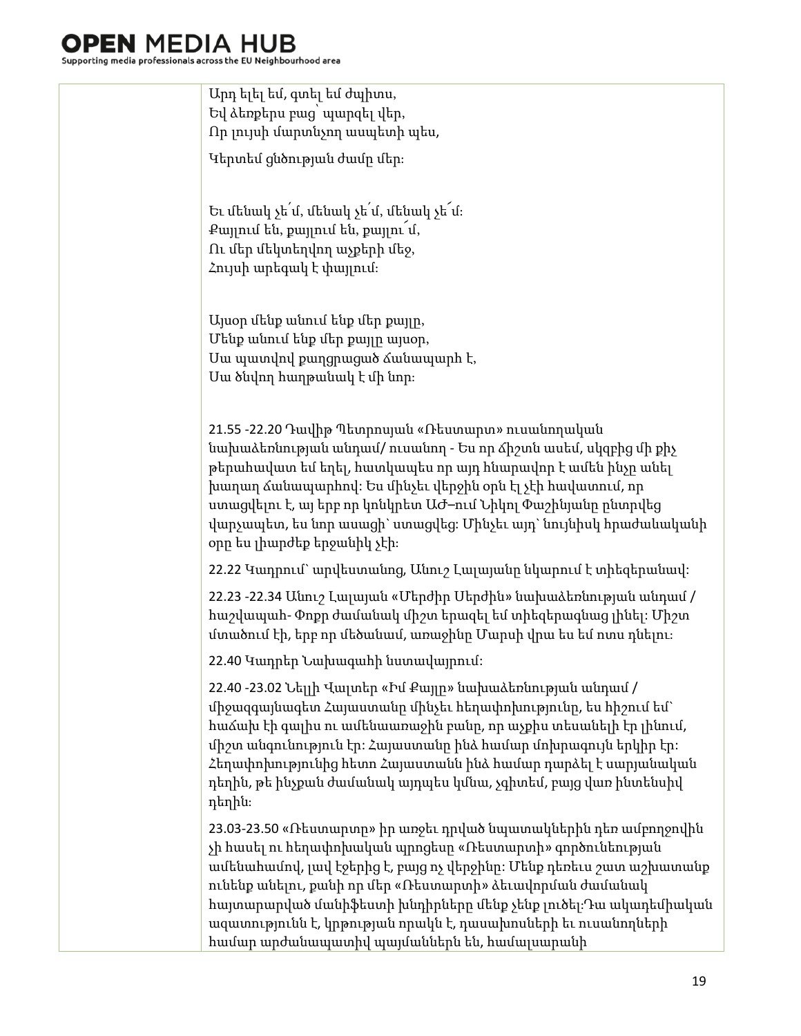| | Արդ ելել եմ, գտել եմ ժպիտս,<br>Եվ ձեռքերս բաց՝ պարզել վեր,<br>Որ լույսի մարտնչող ասպետի պես,<br><br>Կերտեմ ցնծության ժամը մեր։<br><br>Եւ մենակ չե՛մ, մենակ չե՛մ, մենակ չե՛մ։<br>Քայլում են, քայլում են, քայլու՛մ,<br>Ու մեր մեկտեղվող աչքերի մեջ,<br>Հույսի արեգակ է փայլում։<br><br>Այսօր մենք անում ենք մեր քայլը,<br>Մենք անում ենք մեր քայլը այսօր,<br>Սա պատվով քաղցրացած ճանապարհ է,<br>Սա ծնվող հաղթանակ է մի նոր։<br><br>21.55 -22.20 Դավիթ Պետրոսյան «Ռեստարտ» ուսանողական նախաձեռնության անդամ/ ուսանող - Ես որ ճիշտն ասեմ, սկզբից մի քիչ թերահավատ եմ եղել, հատկապես որ այդ հնարավոր է ամեն ինչը անել խաղաղ ճանապարհով։ Ես մինչեւ վերջին օրն էլ չէի հավատում, որ ստացվելու է, այ երբ որ կոնկրետ ԱԺ–ում Նիկոլ Փաշինյանը ընտրվեց վարչապետ, ես նոր ասացի՝ ստացվեց։ Մինչեւ այդ՝ նույնիսկ հրաժանականի օրը ես լիարժեք երջանիկ չէի։<br><br>22.22 Կադրում՝ արվեստանոց, Անուշ Լալայանը նկարում է տիեզերանավ։<br><br>22.23 -22.34 Անուշ Լալայան «Մերժիր Սերժին» նախաձեռնության անդամ / հաշվապահ- Փոքր ժամանակ միշտ երազել եմ տիեզերագնաց լինել։ Միշտ մտածում էի, երբ որ մեծանամ, առաջինը Մարսի վրա ես եմ ոտս դնելու։<br><br>22.40 Կադրեր Նախագահի նստավայրում։<br><br>22.40 -23.02 Նելլի Վալտեր «Իմ Քայլը» նախաձեռնության անդամ / միջազգայնագետ Հայաստանը մինչեւ հեղափոխությունը, ես հիշում եմ՝ հաճախ էի գալիս ու ամենաառաջին բանը, որ աչքիս տեսանելի էր լինում, միշտ անգունություն էր։ Հայաստանը ինձ համար մոխրագույն երկիր էր։ Հեղափոխությունից հետո Հայաստանն ինձ համար դարձել է սարյանական դեղին, թե ինչքան ժամանակ այդպես կմնա, չգիտեմ, բայց վառ ինտենսիվ դեղին։<br><br>23.03-23.50 «Ռեստարտը» իր առջեւ դրված նպատակներին դեռ ամբողջովին չի հասել ու հեղափոխական պրոցեսը «Ռեստարտի» գործունեության ամենահամով, լավ էջերից է, բայց ոչ վերջինը։ Մենք դեռեւս շատ աշխատանք ունենք անելու, քանի որ մեր «Ռեստարտի» ձեւավորման ժամանակ հայտարարված մանիֆեստի խնդիրները մենք չենք լուծել։Դա ակադեմիական ազատությունն է, կրթության որակն է, դասախոսների եւ ուսանողների համար արժանապատիվ պայմաններն են, համալսարանի |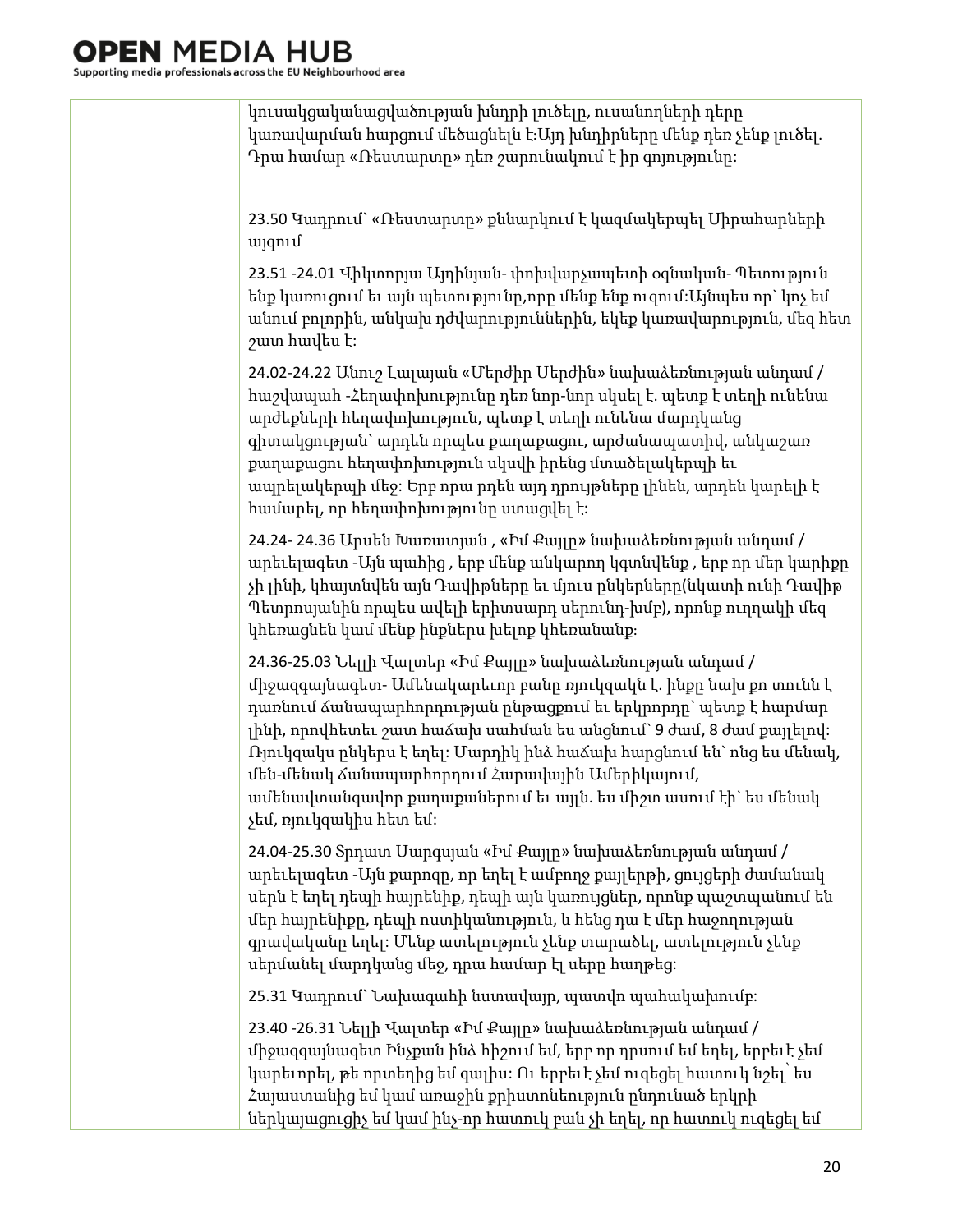| | կուսակցականացվածության խնդրի լուծելը, ուսանողների դերը կառավարման հարցում մեծացնելն է:Այդ խնդիրները մենք դեռ չենք լուծել. Դրա համար «Ռեստարտը» դեռ շարունակում է իր գոյությունը:<br><br>23.50 Կադրում՝ «Ռեստարտը» քննարկում է կազմակերպել Սիրահարների այգում<br><br>23.51 -24.01 Վիկտորյա Այդինյան- փոխվարչապետի օգնական- Պետություն ենք կառուցում եւ այն պետությունը,որը մենք ենք ուզում:Այնպես որ՝ կոչ եմ անում բոլորին, անկախ դժվարություններին, եկեք կառավարություն, մեզ հետ շատ հավես է:<br><br>24.02-24.22 Անուշ Լալայան «Մերժիր Սերժին» նախաձեռնության անդամ / հաշվապահ -Հեղափոխությունը դեռ նոր-նոր սկսել է. պետք է տեղի ունենա արժեքների հեղափոխություն, պետք է տեղի ունենա մարդկանց գիտակցության՝ արդեն որպես քաղաքացու, արժանապատիվ, անկաշառ քաղաքացու հեղափոխություն սկսվի իրենց մտածելակերպի եւ ապրելակերպի մեջ: Երբ որա բդեն այդ դրույթները լինեն, արդեն կարելի է համարել, որ հեղափոխությունը ստացվել է:<br><br>24.24- 24.36 Արսեն Խառատյան , «Իմ Քայլը» նախաձեռնության անդամ / արեւելագետ -Այն պահից , երբ մենք անկարող կգտնվենք , երբ որ մեր կարիքը չի լինի, կհայտնվեն այն Դավիթները եւ մյուս ընկերները(նկատի ունի Դավիթ Պետրոսյանին որպես ավելի երիտասարդ սերունդ-խմբ), որոնք ուղղակի մեզ կհեռացնեն կամ մենք ինքներս խելոք կհեռանանք:<br><br>24.36-25.03 Նելլի Վալտեր «Իմ Քայլը» նախաձեռնության անդամ / միջազգայնագետ- Ամենակարեւոր բանը ռյուկզակն է. ինքը նախ քո տունն է դառնում ճանապարհորդության ընթացքում եւ երկրորդը՝ պետք է հարմար լինի, որովհետեւ շատ հաճախ սահման ես անցնում՝ 9 ժամ, 8 ժամ քայլելով: Ռյուկզակս ընկերս է եղել: Մարդիկ ինձ հաճախ հարցնում են՝ ոնց ես մենակ, մեն-մենակ ճանապարհորդում Հարավային Ամերիկայում, ամենավտանգավոր քաղաքներում եւ այլն. ես միշտ ասում էի՝ ես մենակ չեմ, ռյուկզակիս հետ եմ:<br><br>24.04-25.30 Տրդատ Սարգսյան «Իմ Քայլը» նախաձեռնության անդամ / արեւելագետ -Այն քարոզը, որ եղել է ամբողջ քայլերթի, ցույցերի ժամանակ սերն է եղել դեպի հայրենիք, դեպի այն կառույցներ, որոնք պաշտպանում են մեր հայրենիքը, դեպի ոստիկանություն, և հենց դա է մեր հաջողության գրավականը եղել: Մենք ատելություն չենք տարածել, ատելություն չենք սերմանել մարդկանց մեջ, դրա համար էլ սերը հաղթեց:<br><br>25.31 Կադրում՝ Նախագահի նստավայր, պատվո պահակախումբ:<br><br>23.40 -26.31 Նելլի Վալտեր «Իմ Քայլը» նախաձեռնության անդամ / միջազգայնագետ Ինչքան ինձ հիշում եմ, երբ որ դրսում եմ եղել, երբեւէ չեմ կարեւորել, թե որտեղից եմ գալիս: Ու երբեւէ չեմ ուզեցել հատուկ նշել՝ ես Հայաստանից եմ կամ առաջին քրիստոնեություն ընդունած երկրի ներկայացուցիչ եմ կամ ինչ-որ հատուկ բան չի եղել, որ հատուկ ուզեցել եմ |
|---|---|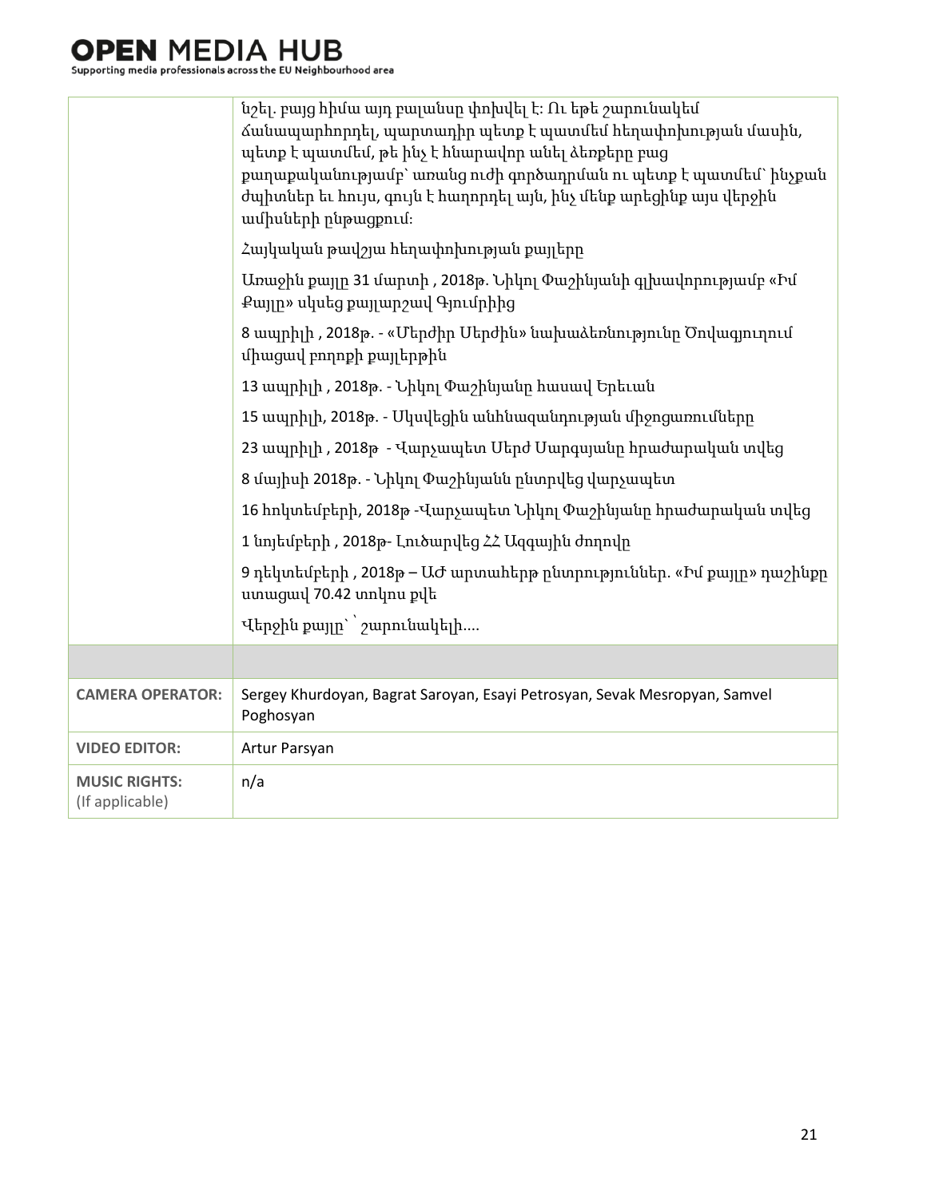| | |
|---|---|
| | նշել. բայց հիմա այդ բալանսը փոխվել է: Ու եթե շարունակեմ ճանապարհորդել, պարտադիր պետք է պատմեմ հեղափոխության մասին, պետք է պատմեմ, թե ինչ է հնարավոր անել ձեռքերը բաց քաղաքականությամբ՝ առանց ուժի գործադրման ու պետք է պատմեմ՝ ինչքան ժպիտներ եւ հույս, գույն է հաղորդել այն, ինչ մենք արեցինք այս վերջին ամիսների ընթացքում:<br><br>Հայկական թավշյա հեղափոխության քայլերը<br><br>Առաջին քայլը 31 մարտի , 2018թ. Նիկոլ Փաշինյանի գլխավորությամբ «Իմ Քայլը» սկսեց քայլարշավ Գյումրիից<br><br>8 ապրիլի , 2018թ. - «Մերժիր Սերժին» նախաձեռնությունը Ծովագյուղում միացավ բողոքի քայլերթին<br><br>13 ապրիլի , 2018թ. - Նիկոլ Փաշինյանը հասավ Երեւան<br><br>15 ապրիլի, 2018թ. - Սկսվեցին անհնազանդության միջոցառումները<br><br>23 ապրիլի , 2018թ - Վարչապետ Սերժ Սարգսյանը հրաժարական տվեց<br><br>8 մայիսի 2018թ. - Նիկոլ Փաշինյանն ընտրվեց վարչապետ<br><br>16 հոկտեմբերի, 2018թ -Վարչապետ Նիկոլ Փաշինյանը հրաժարական տվեց<br><br>1 նոյեմբերի , 2018թ- Լուծարվեց ՀՀ Ազգային ժողովը<br><br>9 դեկտեմբերի , 2018թ – ԱԺ արտահերթ ընտրություններ. «Իմ քայլը» դաշինքը ստացավ 70.42 տոկոս քվե<br><br>Վերջին քայլը՝ ՝ շարունակելի.... |
| | |
| **CAMERA OPERATOR:** | Sergey Khurdoyan, Bagrat Saroyan, Esayi Petrosyan, Sevak Mesropyan, Samvel Poghosyan |
| **VIDEO EDITOR:** | Artur Parsyan |
| **MUSIC RIGHTS:** (If applicable) | n/a |